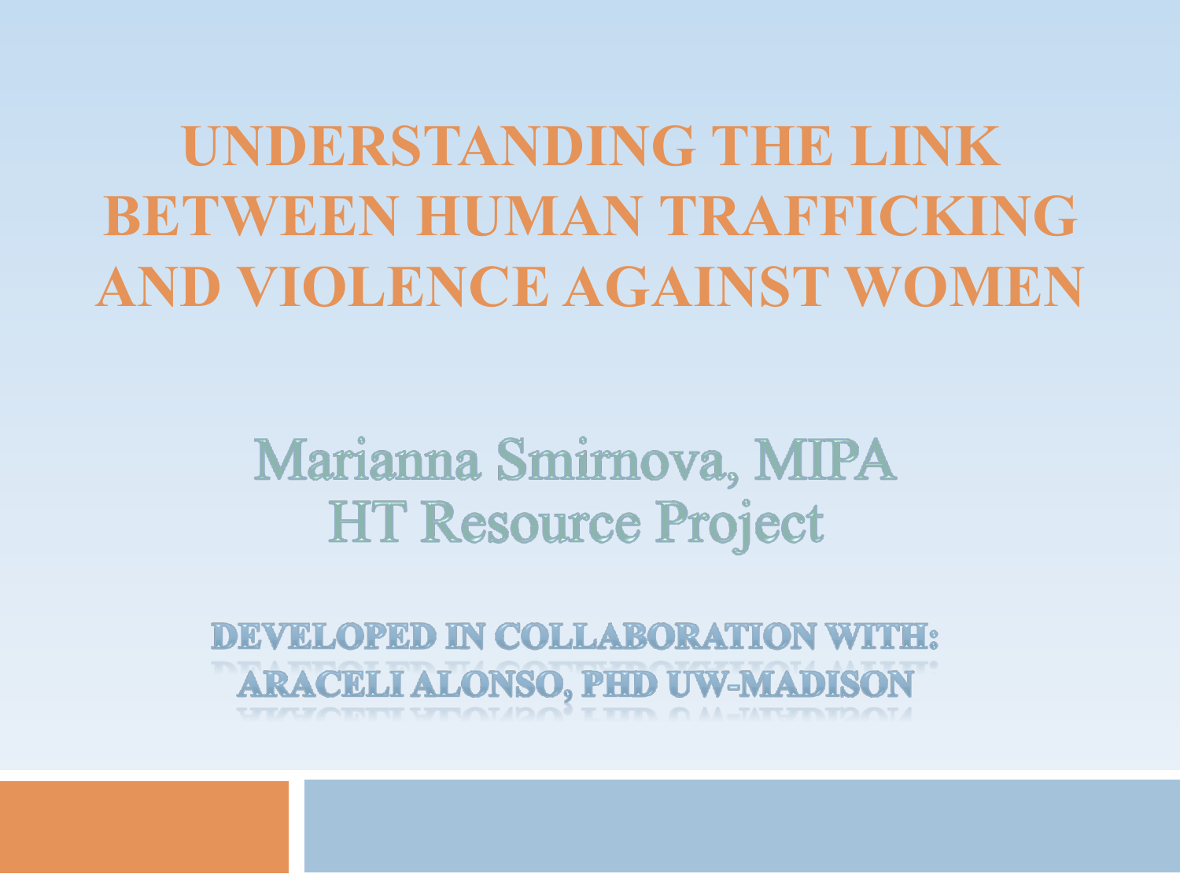# UNDERSTANDING THE LINK BETWEEN HUMAN TRAFFICKING AND VIOLENCE AGAINST WOMEN

Marianna Smirnova, MIPA
HT Resource Project

DEVELOPED IN COLLABORATION WITH:
ARACELI ALONSO, PHD UW-MADISON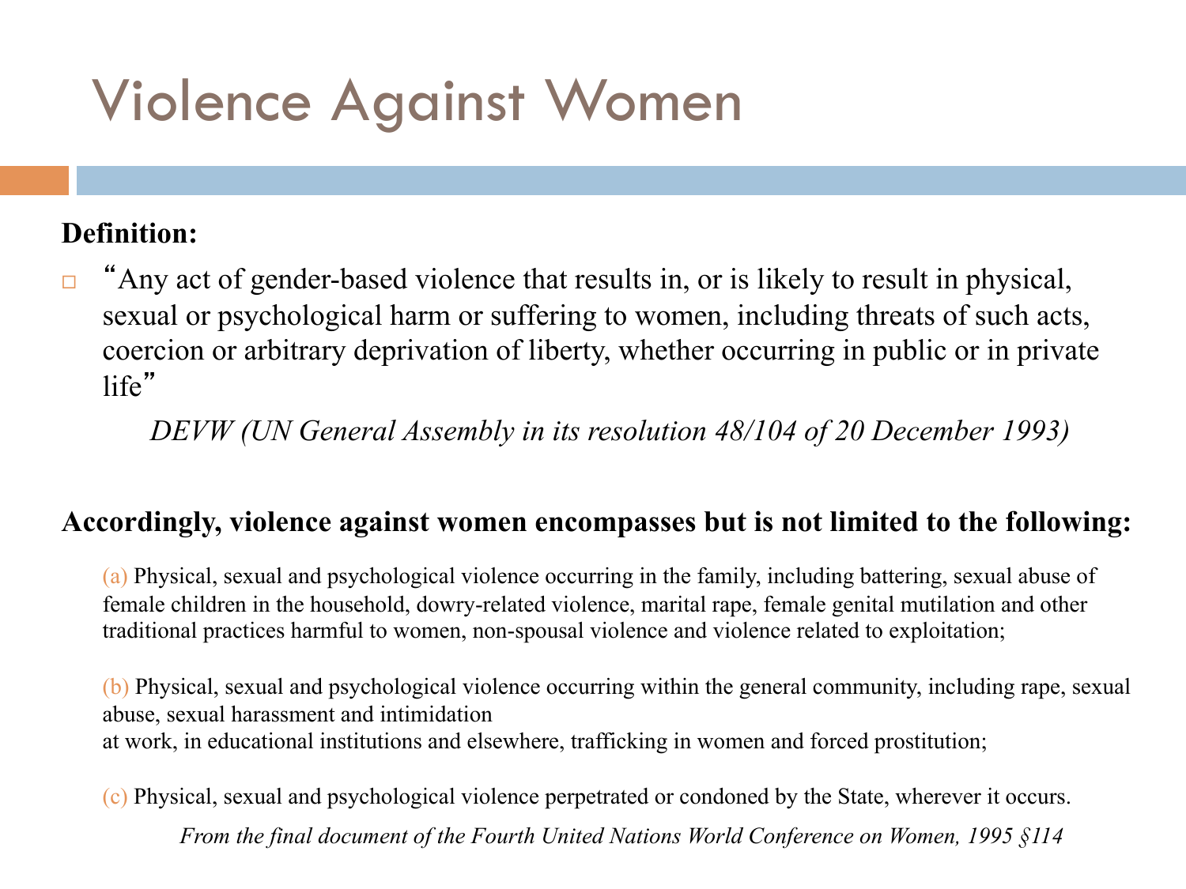# Violence Against Women

**Definition:**

- "Any act of gender-based violence that results in, or is likely to result in physical, sexual or psychological harm or suffering to women, including threats of such acts, coercion or arbitrary deprivation of liberty, whether occurring in public or in private life"

*DEVW (UN General Assembly in its resolution 48/104 of 20 December 1993)*

**Accordingly, violence against women encompasses but is not limited to the following:**

(a) Physical, sexual and psychological violence occurring in the family, including battering, sexual abuse of female children in the household, dowry-related violence, marital rape, female genital mutilation and other traditional practices harmful to women, non-spousal violence and violence related to exploitation;

(b) Physical, sexual and psychological violence occurring within the general community, including rape, sexual abuse, sexual harassment and intimidation at work, in educational institutions and elsewhere, trafficking in women and forced prostitution;

(c) Physical, sexual and psychological violence perpetrated or condoned by the State, wherever it occurs.

*From the final document of the Fourth United Nations World Conference on Women, 1995 §114*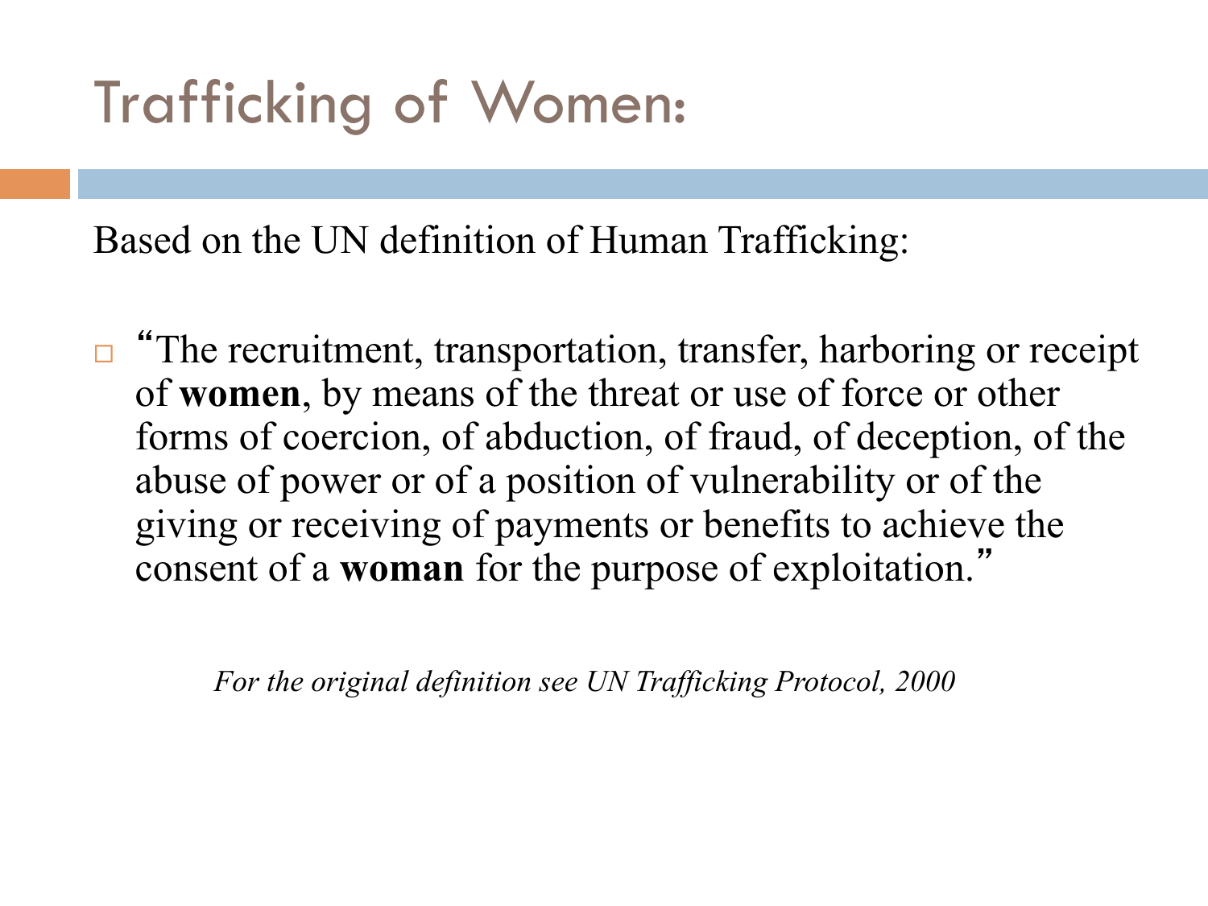# Trafficking of Women:

Based on the UN definition of Human Trafficking:

- "The recruitment, transportation, transfer, harboring or receipt of **women**, by means of the threat or use of force or other forms of coercion, of abduction, of fraud, of deception, of the abuse of power or of a position of vulnerability or of the giving or receiving of payments or benefits to achieve the consent of a **woman** for the purpose of exploitation."

*For the original definition see UN Trafficking Protocol, 2000*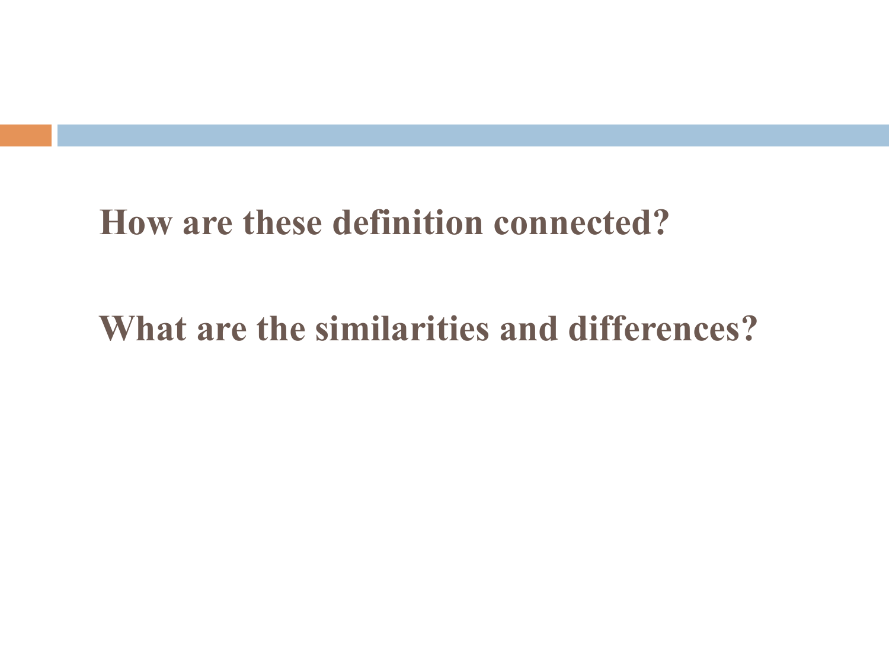**How are these definition connected?**

**What are the similarities and differences?**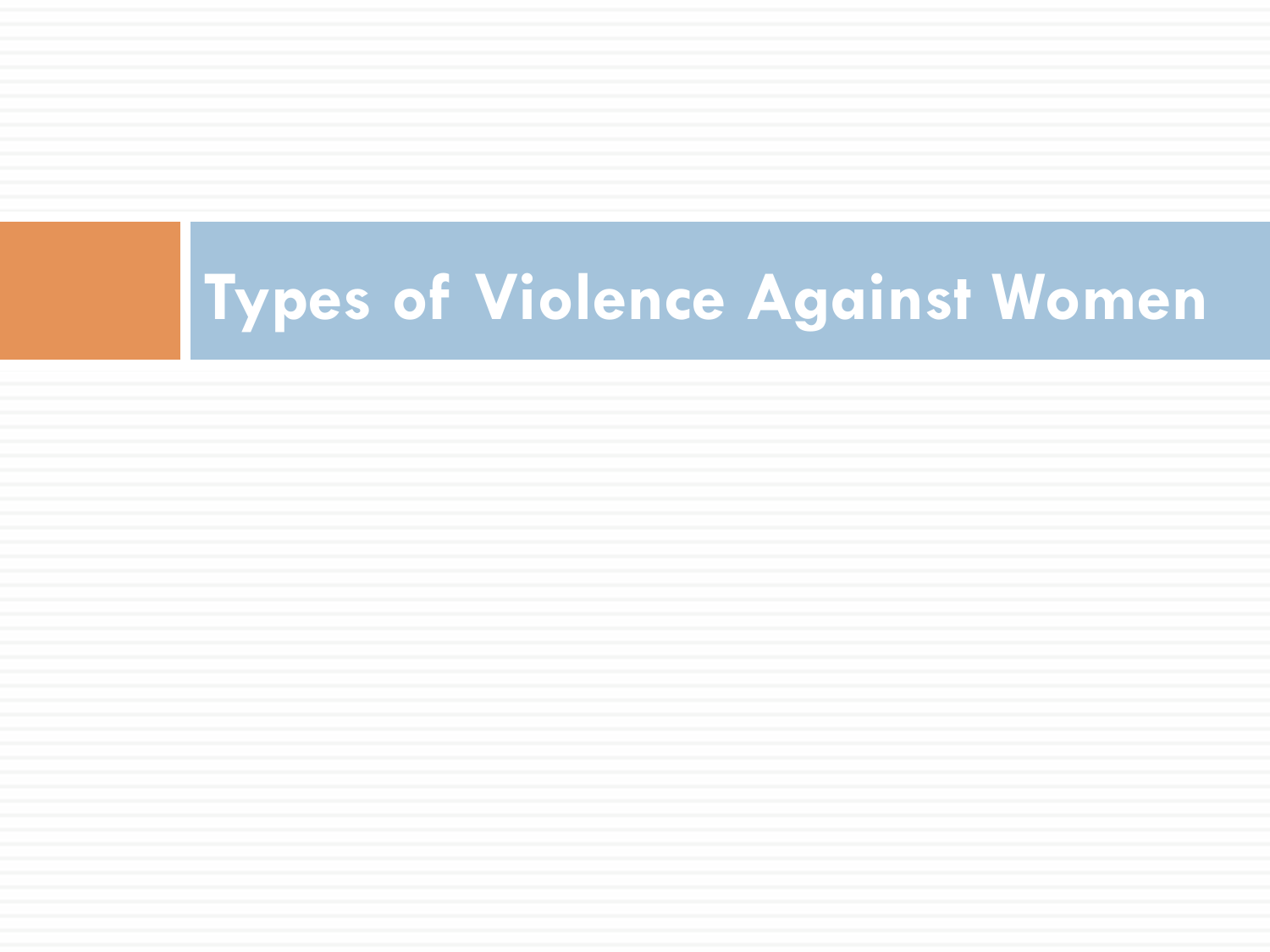# Types of Violence Against Women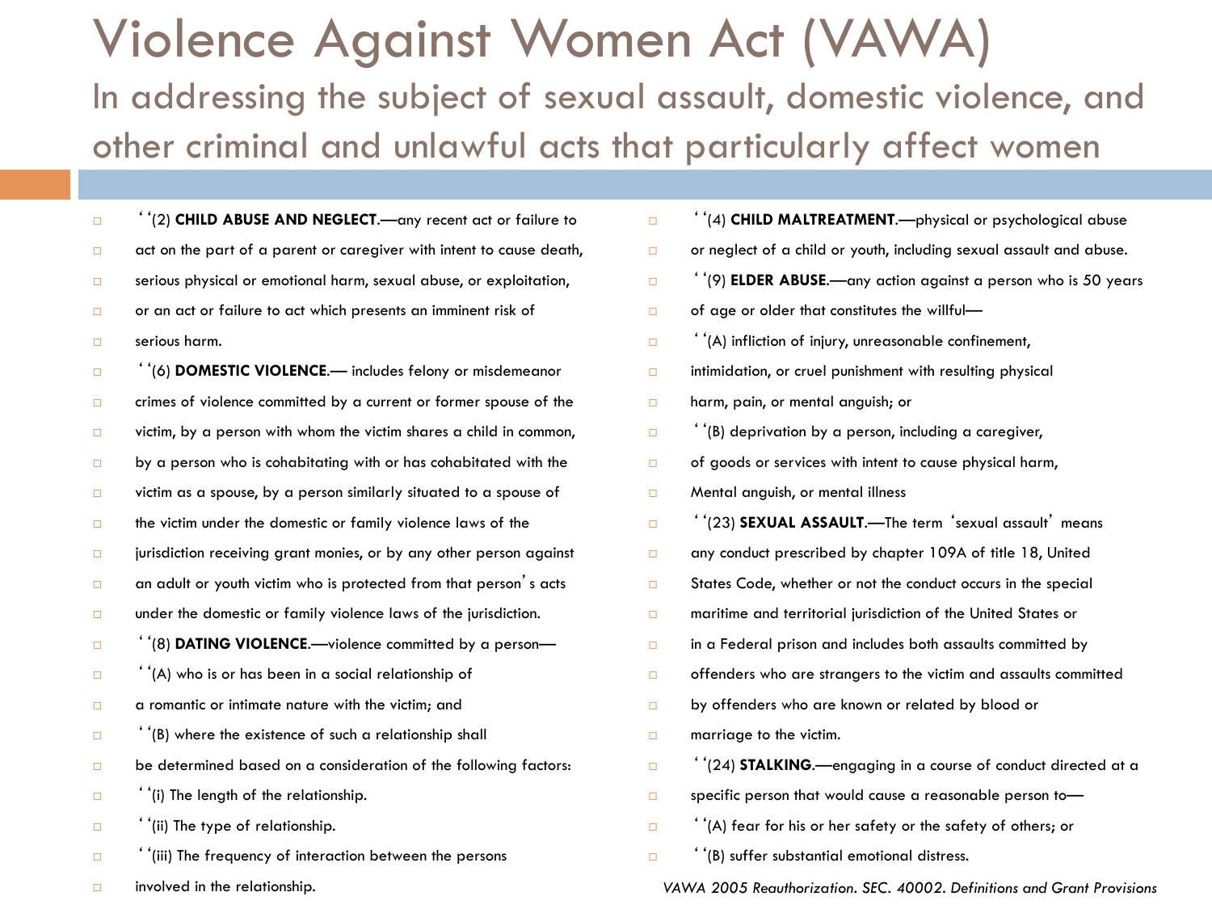# Violence Against Women Act (VAWA)

## In addressing the subject of sexual assault, domestic violence, and other criminal and unlawful acts that particularly affect women

- ''(2) **CHILD ABUSE AND NEGLECT**.—any recent act or failure to
- act on the part of a parent or caregiver with intent to cause death,
- serious physical or emotional harm, sexual abuse, or exploitation,
- or an act or failure to act which presents an imminent risk of
- serious harm.
- ''(6) **DOMESTIC VIOLENCE**.— includes felony or misdemeanor
- crimes of violence committed by a current or former spouse of the
- victim, by a person with whom the victim shares a child in common,
- by a person who is cohabitating with or has cohabitated with the
- victim as a spouse, by a person similarly situated to a spouse of
- the victim under the domestic or family violence laws of the
- jurisdiction receiving grant monies, or by any other person against
- an adult or youth victim who is protected from that person's acts
- under the domestic or family violence laws of the jurisdiction.
- ''(8) **DATING VIOLENCE**.—violence committed by a person—
- ''(A) who is or has been in a social relationship of
- a romantic or intimate nature with the victim; and
- ''(B) where the existence of such a relationship shall
- be determined based on a consideration of the following factors:
- ''(i) The length of the relationship.
- ''(ii) The type of relationship.
- ''(iii) The frequency of interaction between the persons
- involved in the relationship.
- ''(4) **CHILD MALTREATMENT**.—physical or psychological abuse
- or neglect of a child or youth, including sexual assault and abuse.
- ''(9) **ELDER ABUSE**.—any action against a person who is 50 years
- of age or older that constitutes the willful—
- ''(A) infliction of injury, unreasonable confinement,
- intimidation, or cruel punishment with resulting physical
- harm, pain, or mental anguish; or
- ''(B) deprivation by a person, including a caregiver,
- of goods or services with intent to cause physical harm,
- Mental anguish, or mental illness
- ''(23) **SEXUAL ASSAULT**.—The term 'sexual assault' means
- any conduct prescribed by chapter 109A of title 18, United
- States Code, whether or not the conduct occurs in the special
- maritime and territorial jurisdiction of the United States or
- in a Federal prison and includes both assaults committed by
- offenders who are strangers to the victim and assaults committed
- by offenders who are known or related by blood or
- marriage to the victim.
- ''(24) **STALKING**.—engaging in a course of conduct directed at a
- specific person that would cause a reasonable person to—
- ''(A) fear for his or her safety or the safety of others; or
- ''(B) suffer substantial emotional distress.

*VAWA 2005 Reauthorization. SEC. 40002. Definitions and Grant Provisions*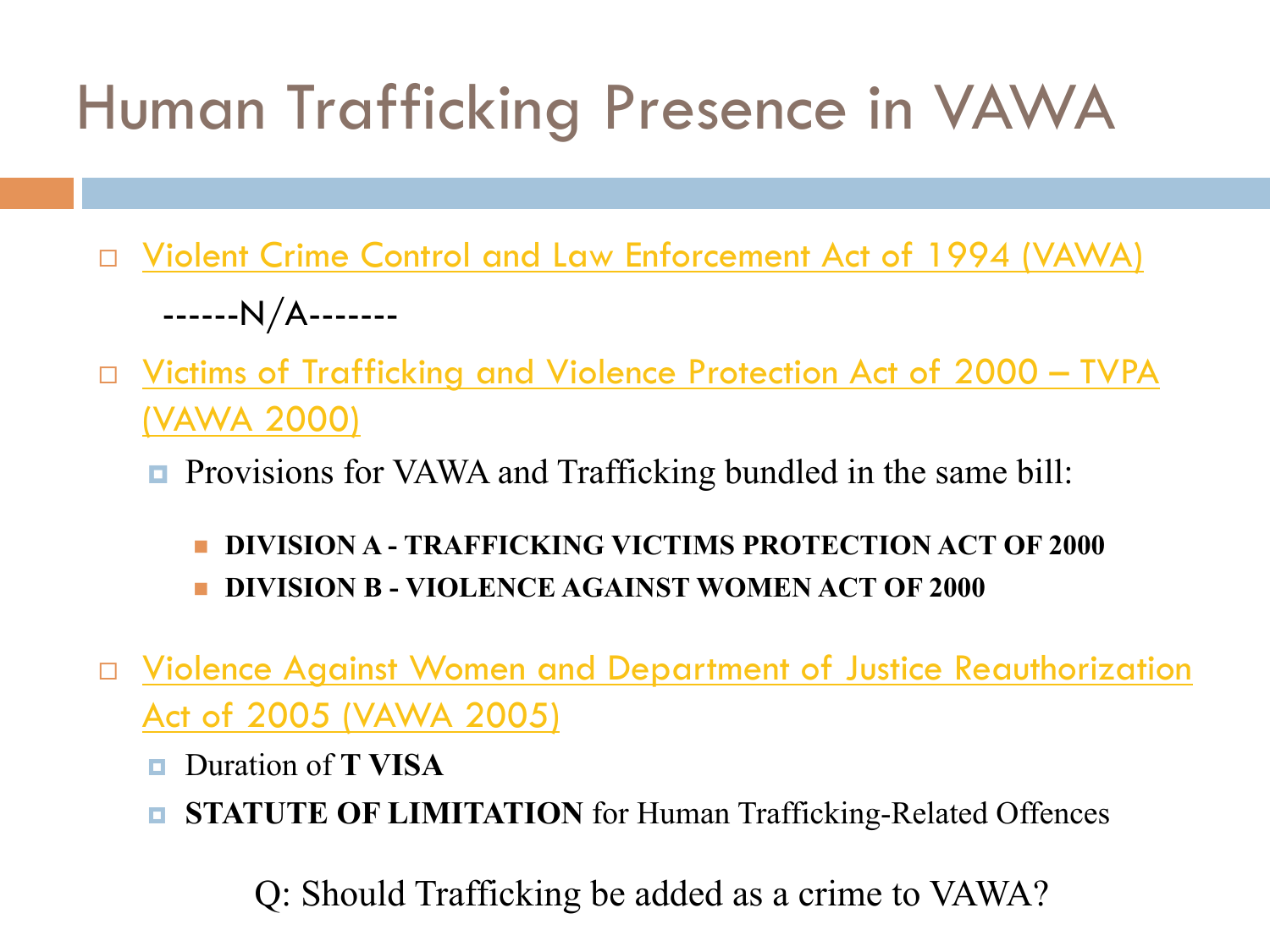# Human Trafficking Presence in VAWA

- Violent Crime Control and Law Enforcement Act of 1994 (VAWA)

  ------N/A-------

- Victims of Trafficking and Violence Protection Act of 2000 – TVPA (VAWA 2000)
  - Provisions for VAWA and Trafficking bundled in the same bill:
    - **DIVISION A - TRAFFICKING VICTIMS PROTECTION ACT OF 2000**
    - **DIVISION B - VIOLENCE AGAINST WOMEN ACT OF 2000**

- Violence Against Women and Department of Justice Reauthorization Act of 2005 (VAWA 2005)
  - Duration of **T VISA**
  - **STATUTE OF LIMITATION** for Human Trafficking-Related Offences

Q: Should Trafficking be added as a crime to VAWA?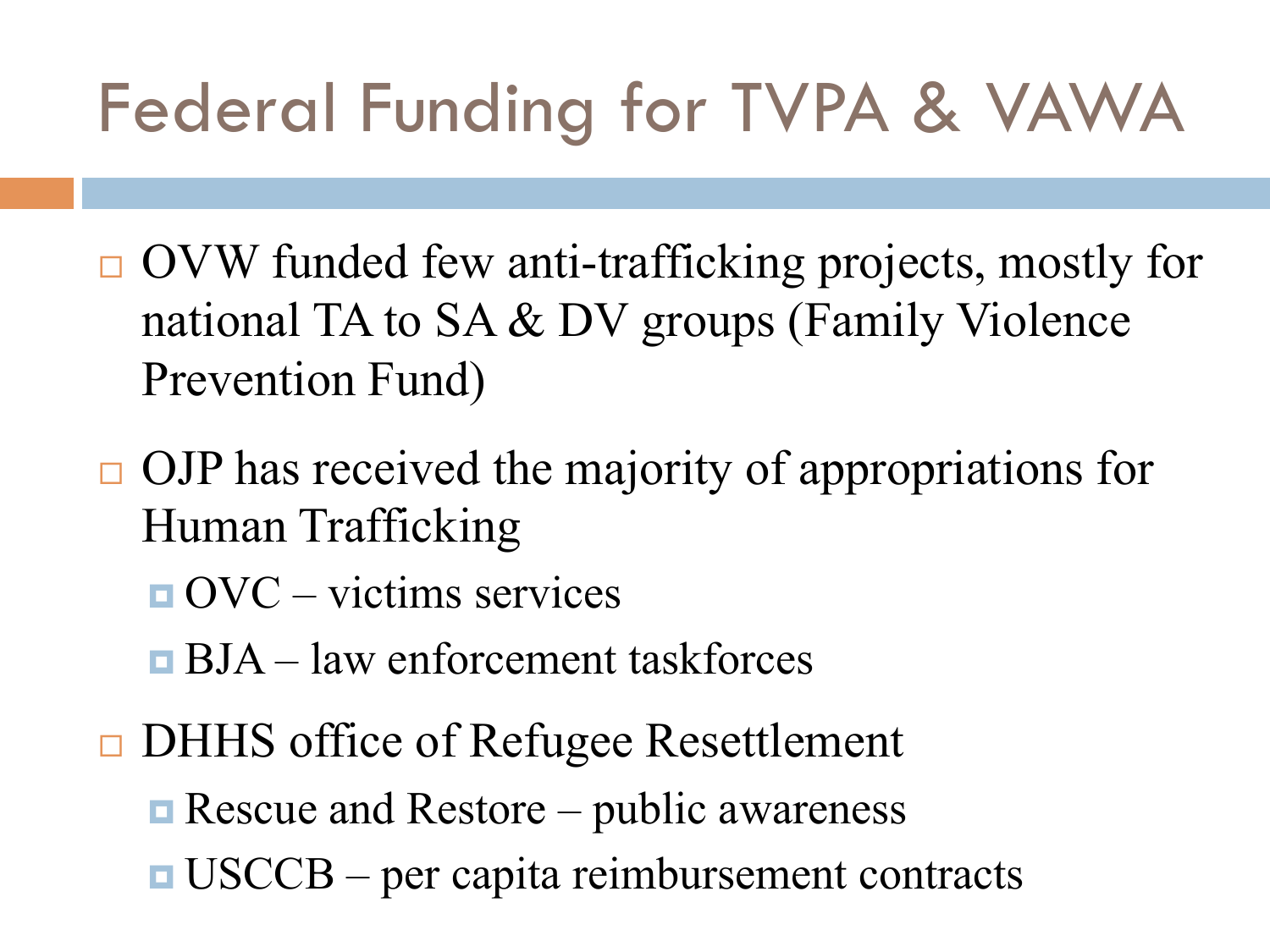# Federal Funding for TVPA & VAWA

- OVW funded few anti-trafficking projects, mostly for national TA to SA & DV groups (Family Violence Prevention Fund)
- OJP has received the majority of appropriations for Human Trafficking
  - OVC – victims services
  - BJA – law enforcement taskforces
- DHHS office of Refugee Resettlement
  - Rescue and Restore – public awareness
  - USCCB – per capita reimbursement contracts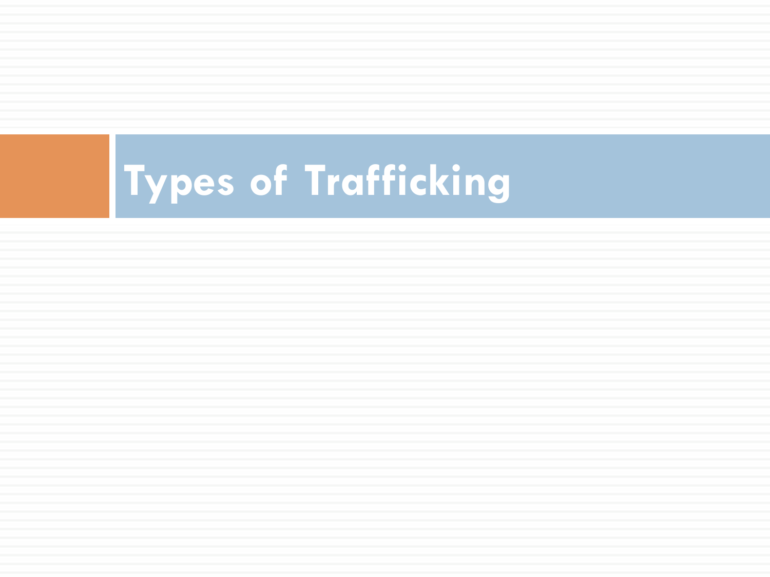# Types of Trafficking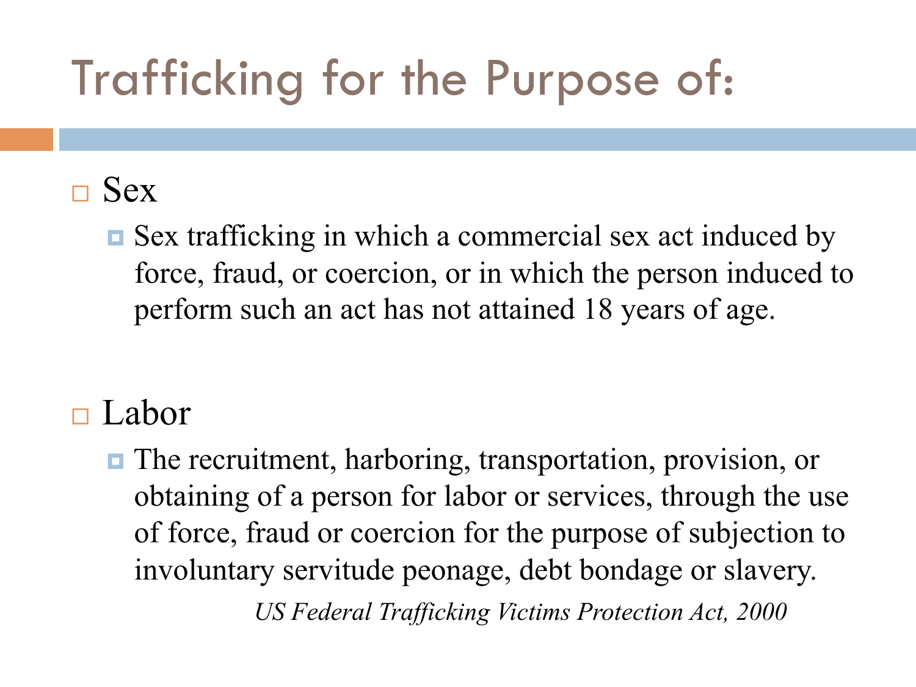# Trafficking for the Purpose of:

- Sex
  - Sex trafficking in which a commercial sex act induced by force, fraud, or coercion, or in which the person induced to perform such an act has not attained 18 years of age.

- Labor
  - The recruitment, harboring, transportation, provision, or obtaining of a person for labor or services, through the use of force, fraud or coercion for the purpose of subjection to involuntary servitude peonage, debt bondage or slavery.

*US Federal Trafficking Victims Protection Act, 2000*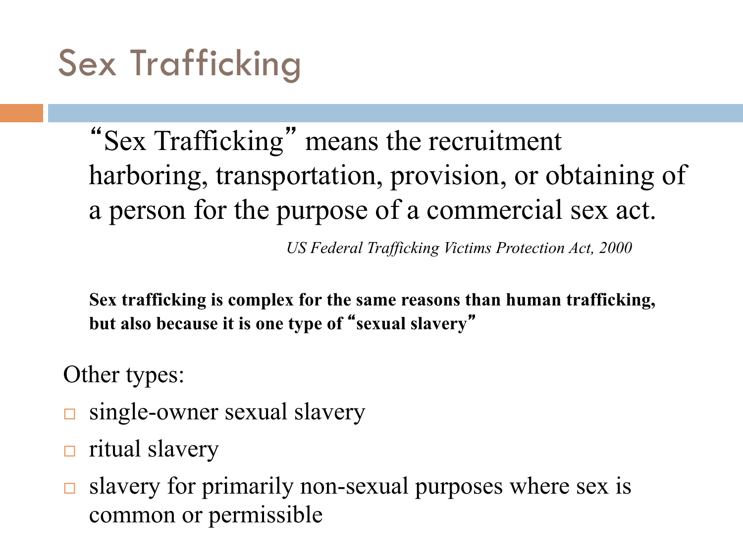# Sex Trafficking

"Sex Trafficking" means the recruitment harboring, transportation, provision, or obtaining of a person for the purpose of a commercial sex act.

*US Federal Trafficking Victims Protection Act, 2000*

**Sex trafficking is complex for the same reasons than human trafficking, but also because it is one type of "sexual slavery"**

Other types:

- single-owner sexual slavery
- ritual slavery
- slavery for primarily non-sexual purposes where sex is common or permissible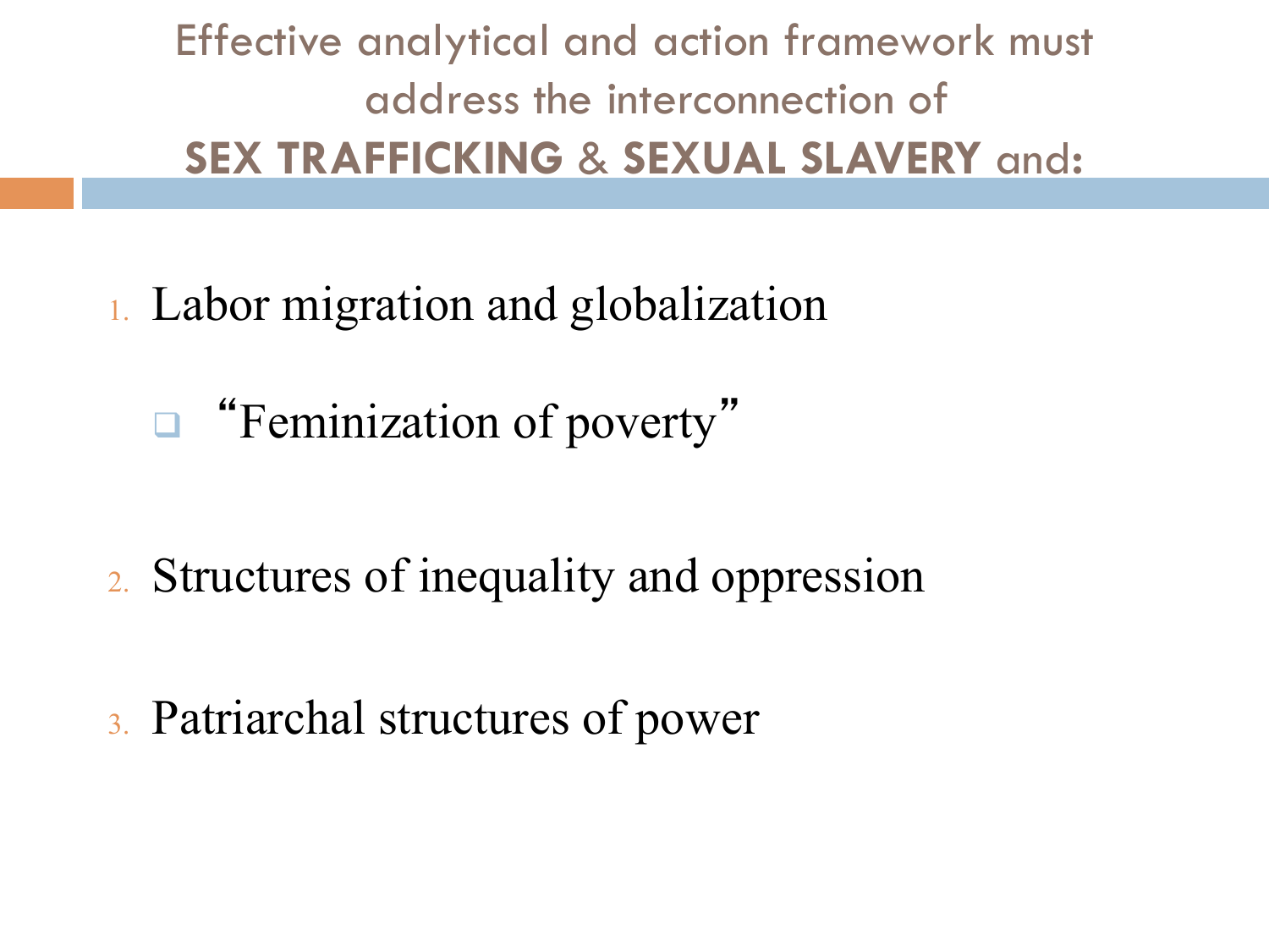# Effective analytical and action framework must address the interconnection of **SEX TRAFFICKING** & **SEXUAL SLAVERY** and:

1. Labor migration and globalization
   - "Feminization of poverty"
2. Structures of inequality and oppression
3. Patriarchal structures of power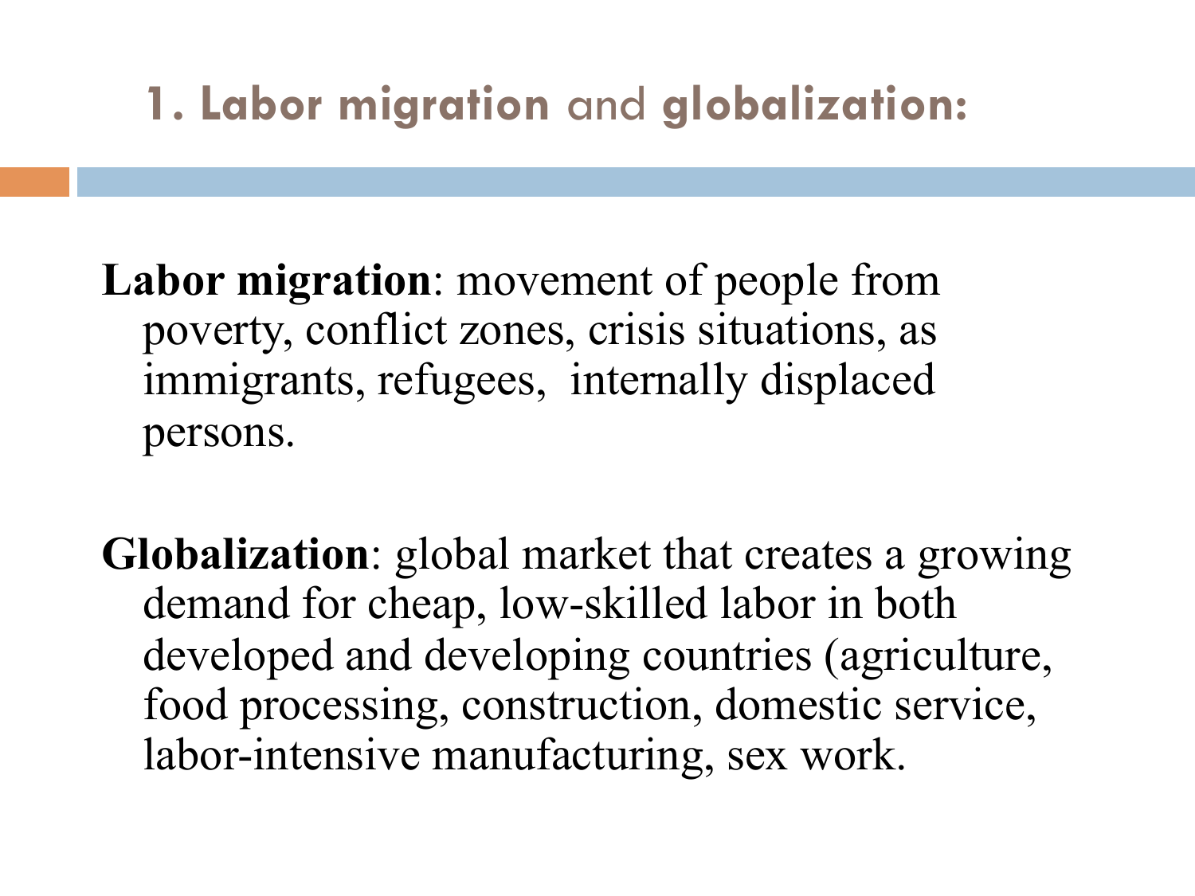# 1. **Labor migration** and **globalization:**

**Labor migration**: movement of people from poverty, conflict zones, crisis situations, as immigrants, refugees, internally displaced persons.

**Globalization**: global market that creates a growing demand for cheap, low-skilled labor in both developed and developing countries (agriculture, food processing, construction, domestic service, labor-intensive manufacturing, sex work.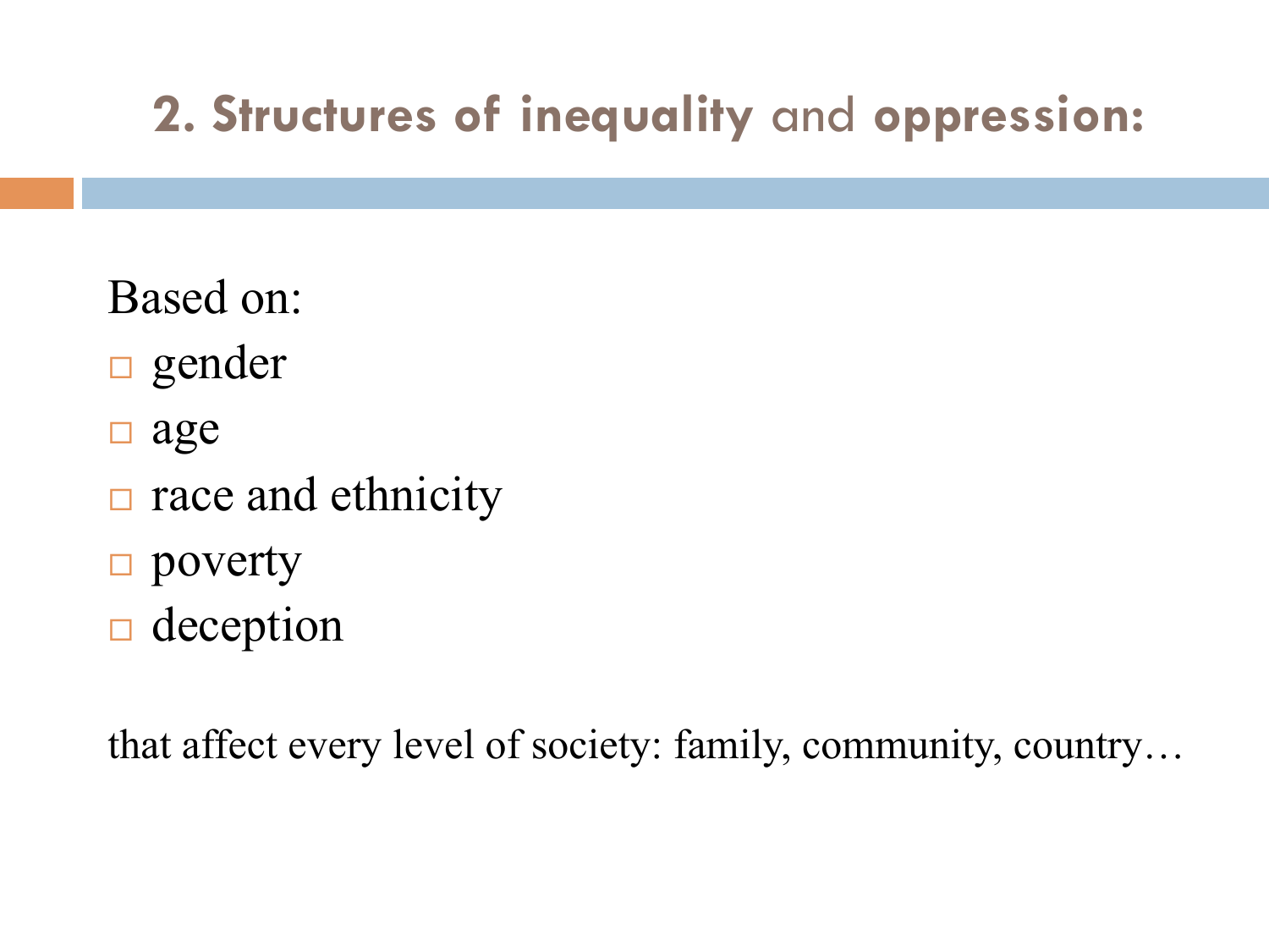## 2. **Structures of inequality** and **oppression:**

Based on:

- gender
- age
- race and ethnicity
- poverty
- deception

that affect every level of society: family, community, country…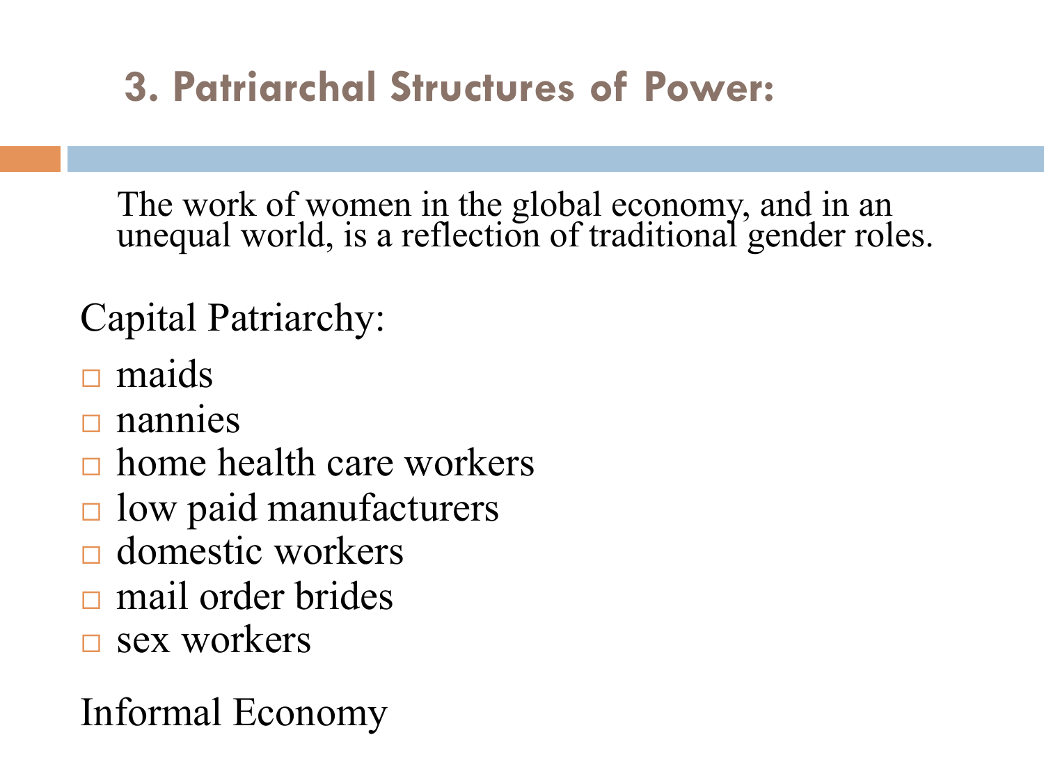## 3. Patriarchal Structures of Power:

The work of women in the global economy, and in an unequal world, is a reflection of traditional gender roles.

Capital Patriarchy:

- maids
- nannies
- home health care workers
- low paid manufacturers
- domestic workers
- mail order brides
- sex workers

Informal Economy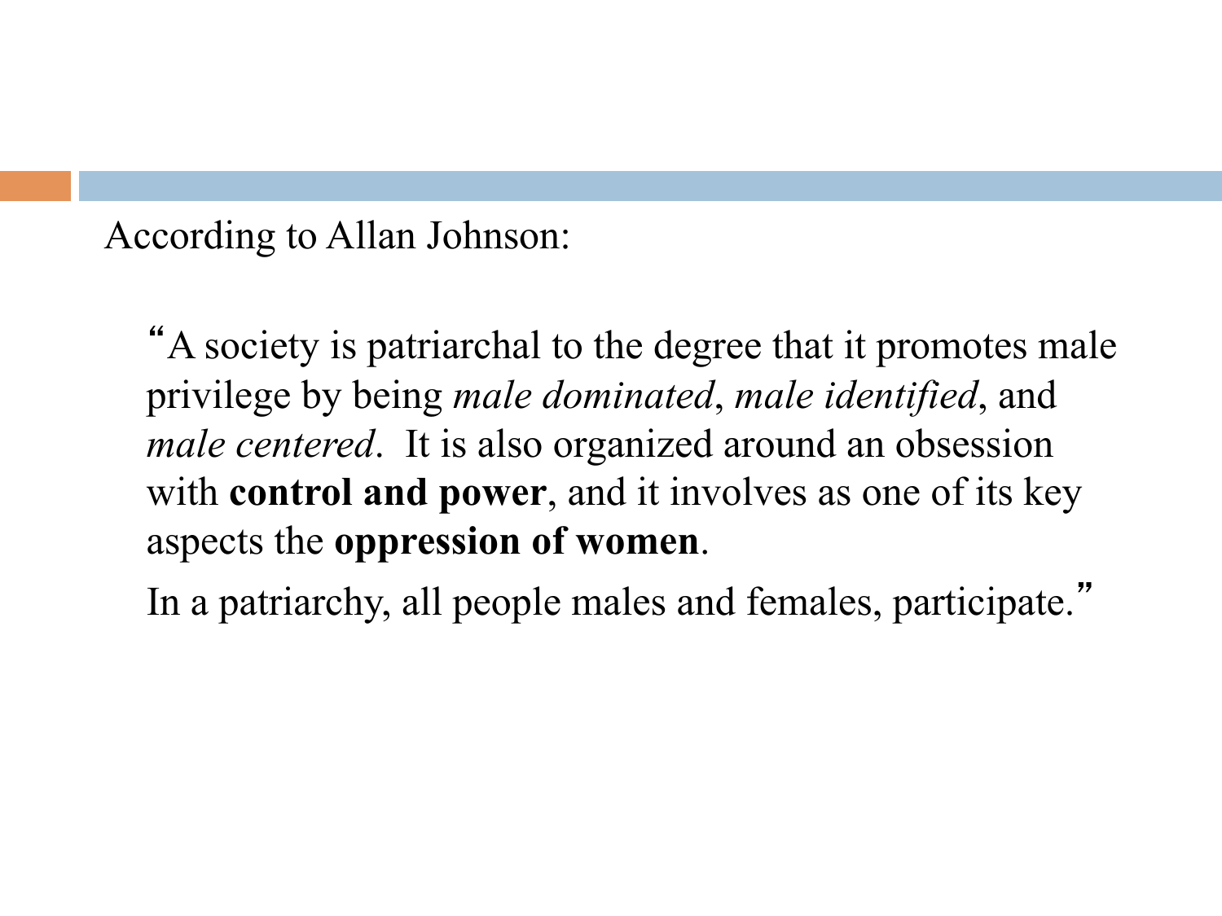According to Allan Johnson:

> "A society is patriarchal to the degree that it promotes male privilege by being *male dominated*, *male identified*, and *male centered*. It is also organized around an obsession with **control and power**, and it involves as one of its key aspects the **oppression of women**.
>
> In a patriarchy, all people males and females, participate."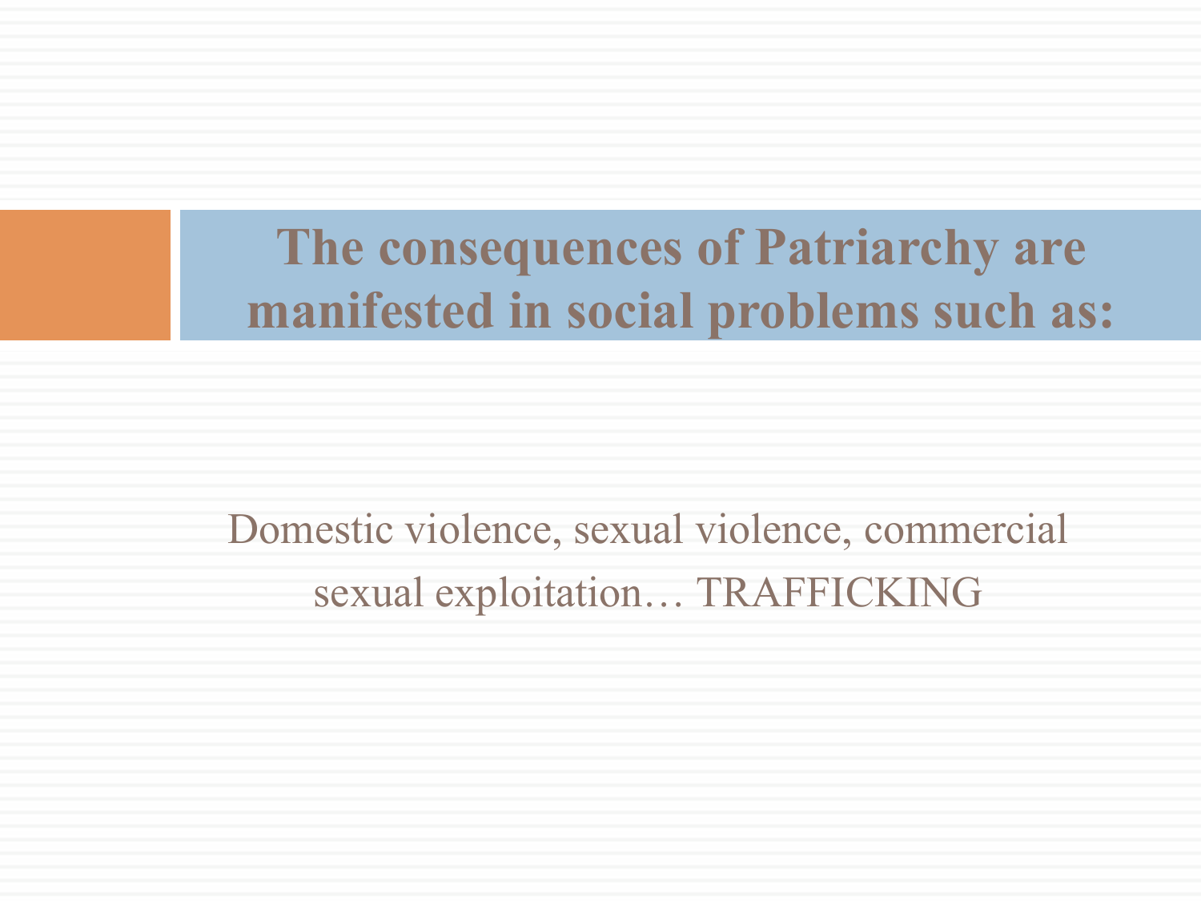# The consequences of Patriarchy are manifested in social problems such as:

Domestic violence, sexual violence, commercial sexual exploitation… TRAFFICKING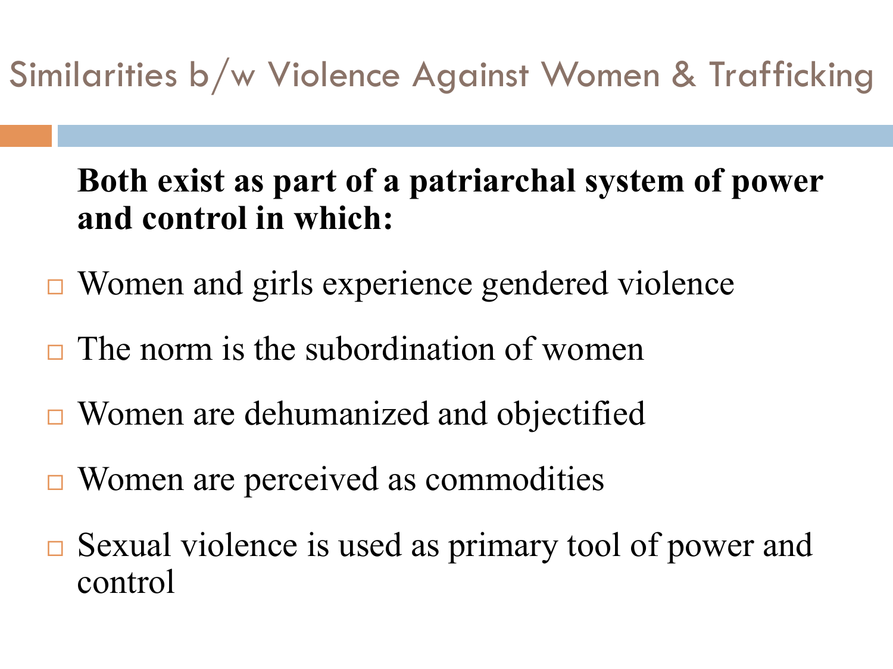# Similarities b/w Violence Against Women & Trafficking

**Both exist as part of a patriarchal system of power and control in which:**

- Women and girls experience gendered violence
- The norm is the subordination of women
- Women are dehumanized and objectified
- Women are perceived as commodities
- Sexual violence is used as primary tool of power and control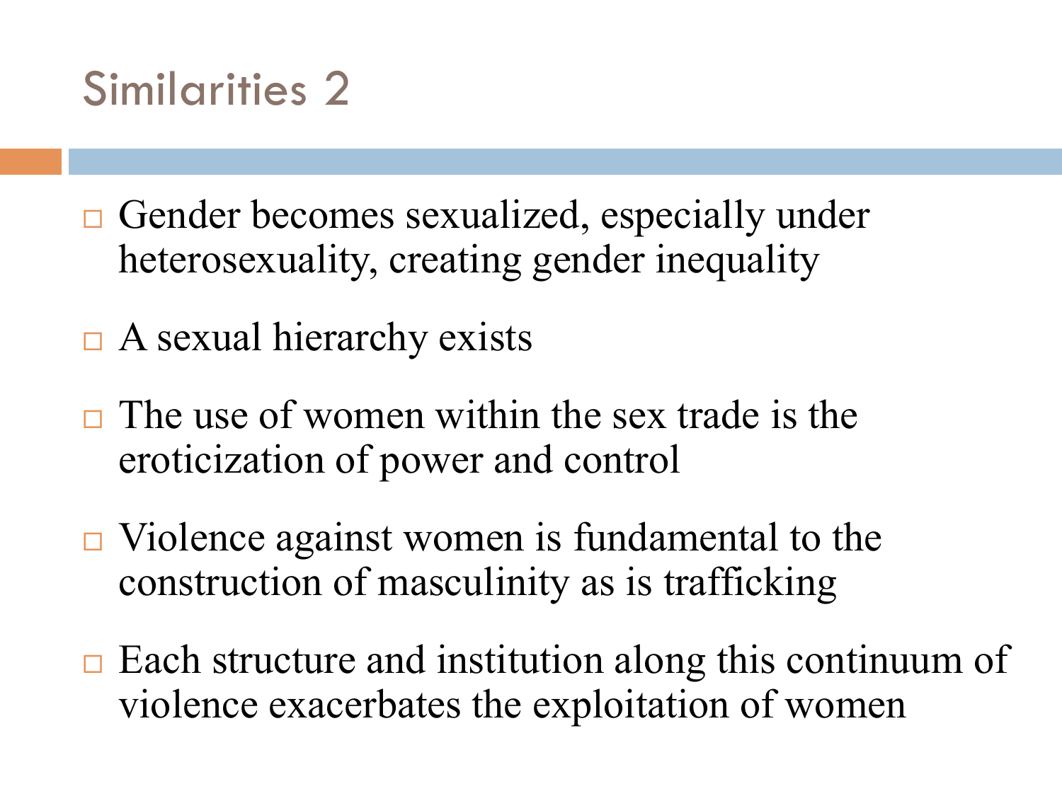# Similarities 2

- Gender becomes sexualized, especially under heterosexuality, creating gender inequality
- A sexual hierarchy exists
- The use of women within the sex trade is the eroticization of power and control
- Violence against women is fundamental to the construction of masculinity as is trafficking
- Each structure and institution along this continuum of violence exacerbates the exploitation of women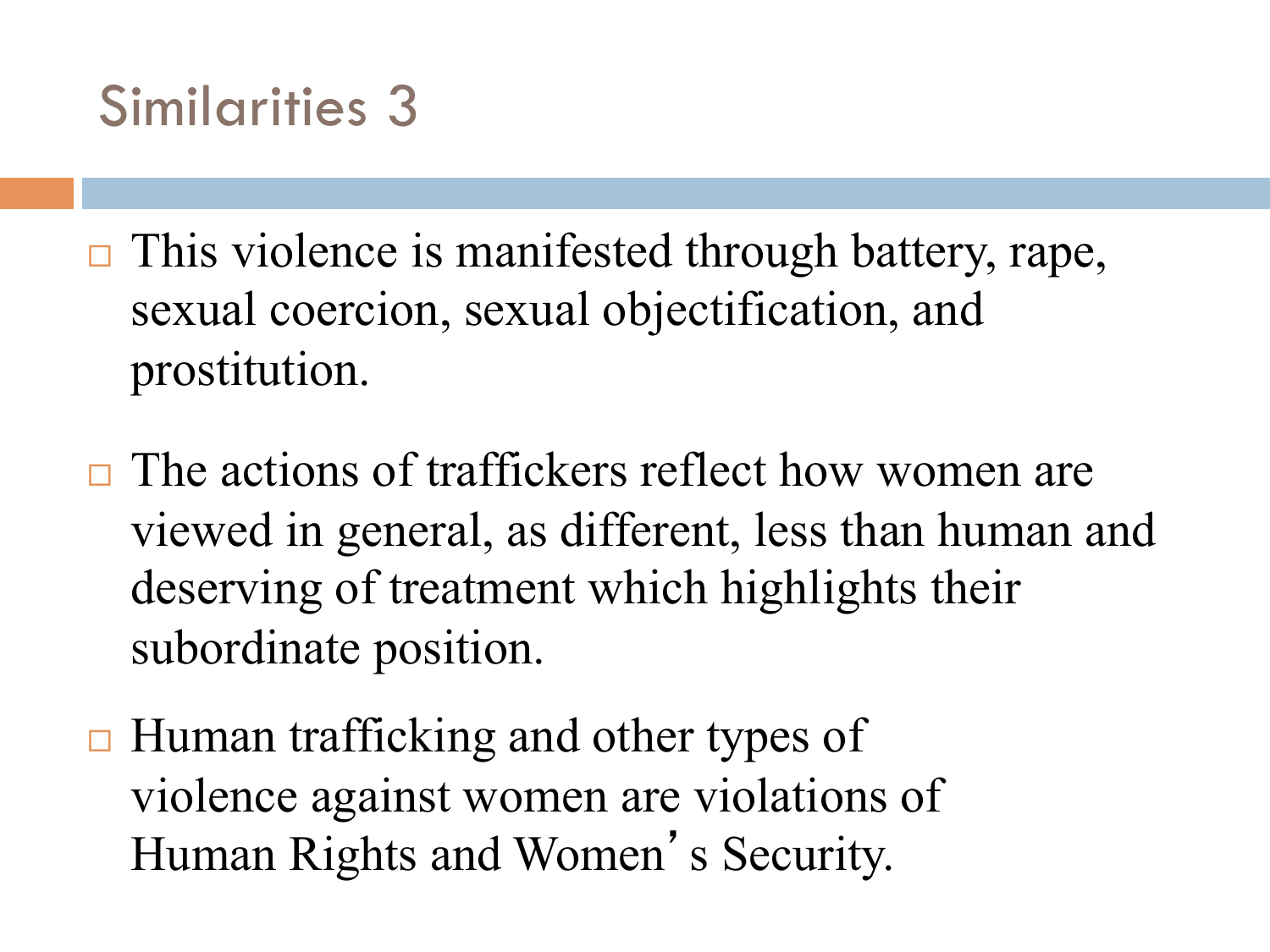# Similarities 3

- This violence is manifested through battery, rape, sexual coercion, sexual objectification, and prostitution.
- The actions of traffickers reflect how women are viewed in general, as different, less than human and deserving of treatment which highlights their subordinate position.
- Human trafficking and other types of violence against women are violations of Human Rights and Women's Security.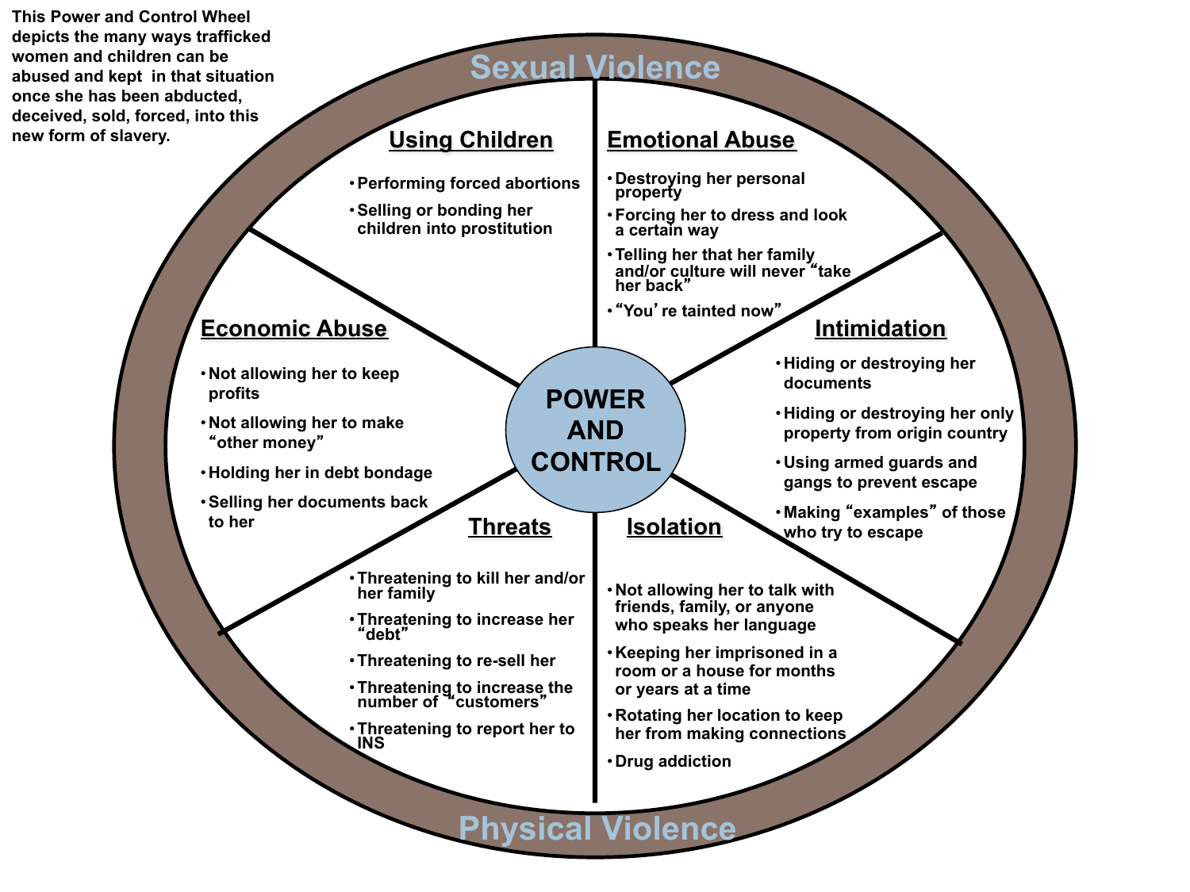This Power and Control Wheel depicts the many ways trafficked women and children can be abused and kept in that situation once she has been abducted, deceived, sold, forced, into this new form of slavery.

## Sexual Violence

### Using Children

- Performing forced abortions
- Selling or bonding her children into prostitution

### Emotional Abuse

- Destroying her personal property
- Forcing her to dress and look a certain way
- Telling her that her family and/or culture will never "take her back"
- "You're tainted now"

### Intimidation

- Hiding or destroying her documents
- Hiding or destroying her only property from origin country
- Using armed guards and gangs to prevent escape
- Making "examples" of those who try to escape

### Isolation

- Not allowing her to talk with friends, family, or anyone who speaks her language
- Keeping her imprisoned in a room or a house for months or years at a time
- Rotating her location to keep her from making connections
- Drug addiction

### Threats

- Threatening to kill her and/or her family
- Threatening to increase her "debt"
- Threatening to re-sell her
- Threatening to increase the number of "customers"
- Threatening to report her to INS

### Economic Abuse

- Not allowing her to keep profits
- Not allowing her to make "other money"
- Holding her in debt bondage
- Selling her documents back to her

## POWER AND CONTROL

## Physical Violence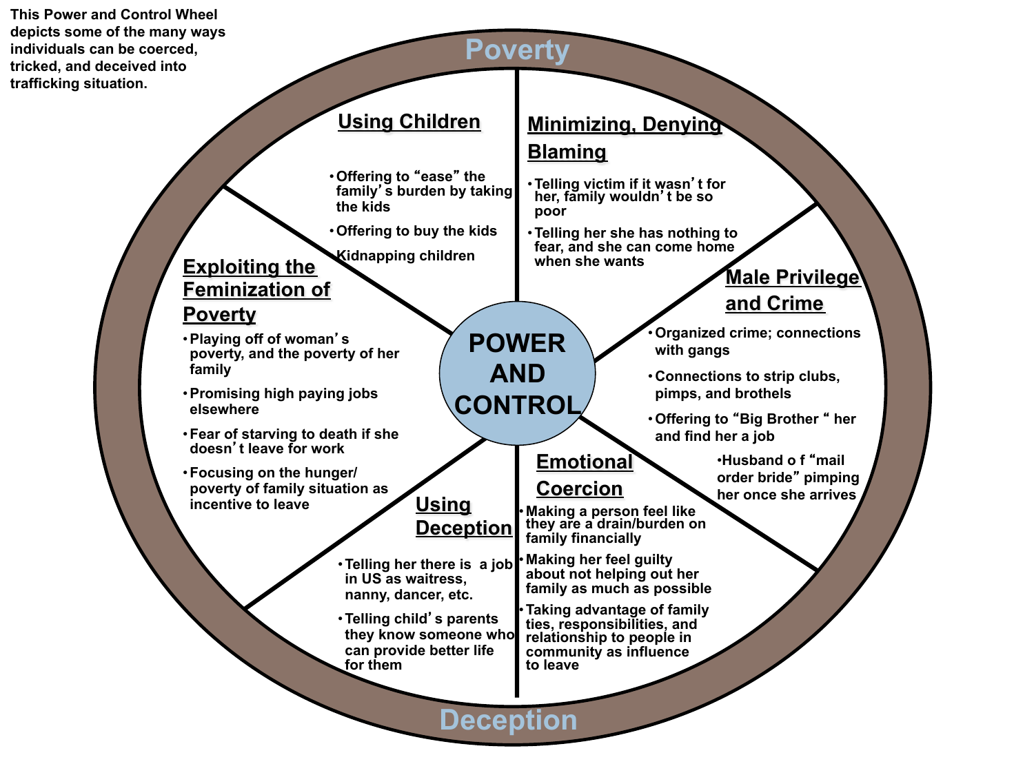This Power and Control Wheel depicts some of the many ways individuals can be coerced, tricked, and deceived into trafficking situation.

# Poverty

# POWER AND CONTROL

## Using Children

- Offering to “ease” the family’s burden by taking the kids
- Offering to buy the kids
- Kidnapping children

## Minimizing, Denying Blaming

- Telling victim if it wasn’t for her, family wouldn’t be so poor
- Telling her she has nothing to fear, and she can come home when she wants

## Male Privilege and Crime

- Organized crime; connections with gangs
- Connections to strip clubs, pimps, and brothels
- Offering to “Big Brother“ her and find her a job
- Husband o f “mail order bride” pimping her once she arrives

## Emotional Coercion

- Making a person feel like they are a drain/burden on family financially
- Making her feel guilty about not helping out her family as much as possible
- Taking advantage of family ties, responsibilities, and relationship to people in community as influence to leave

## Using Deception

- Telling her there is a job in US as waitress, nanny, dancer, etc.
- Telling child’s parents they know someone who can provide better life for them

## Exploiting the Feminization of Poverty

- Playing off of woman’s poverty, and the poverty of her family
- Promising high paying jobs elsewhere
- Fear of starving to death if she doesn’t leave for work
- Focusing on the hunger/ poverty of family situation as incentive to leave

# Deception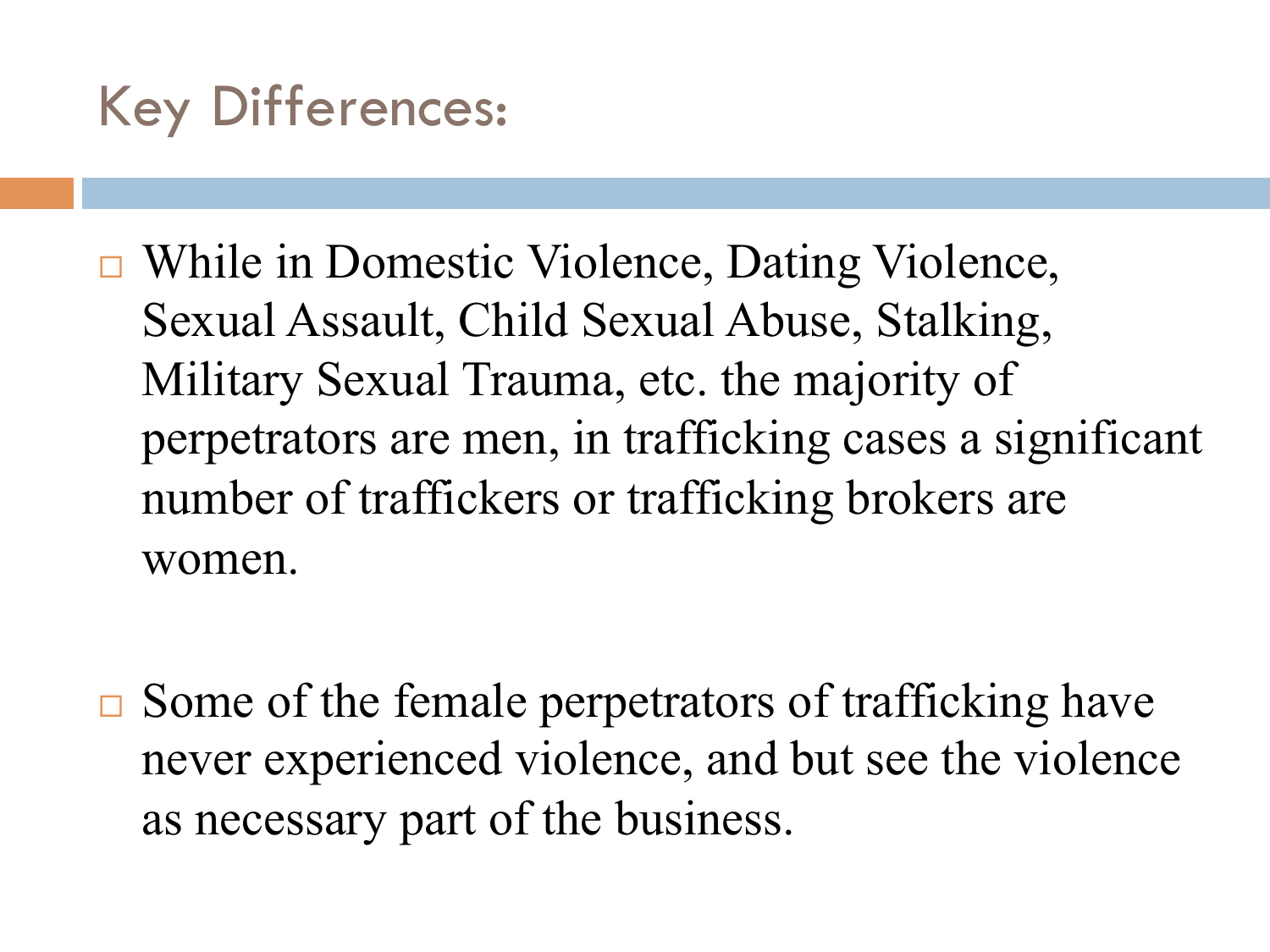# Key Differences:

- While in Domestic Violence, Dating Violence, Sexual Assault, Child Sexual Abuse, Stalking, Military Sexual Trauma, etc. the majority of perpetrators are men, in trafficking cases a significant number of traffickers or trafficking brokers are women.

- Some of the female perpetrators of trafficking have never experienced violence, and but see the violence as necessary part of the business.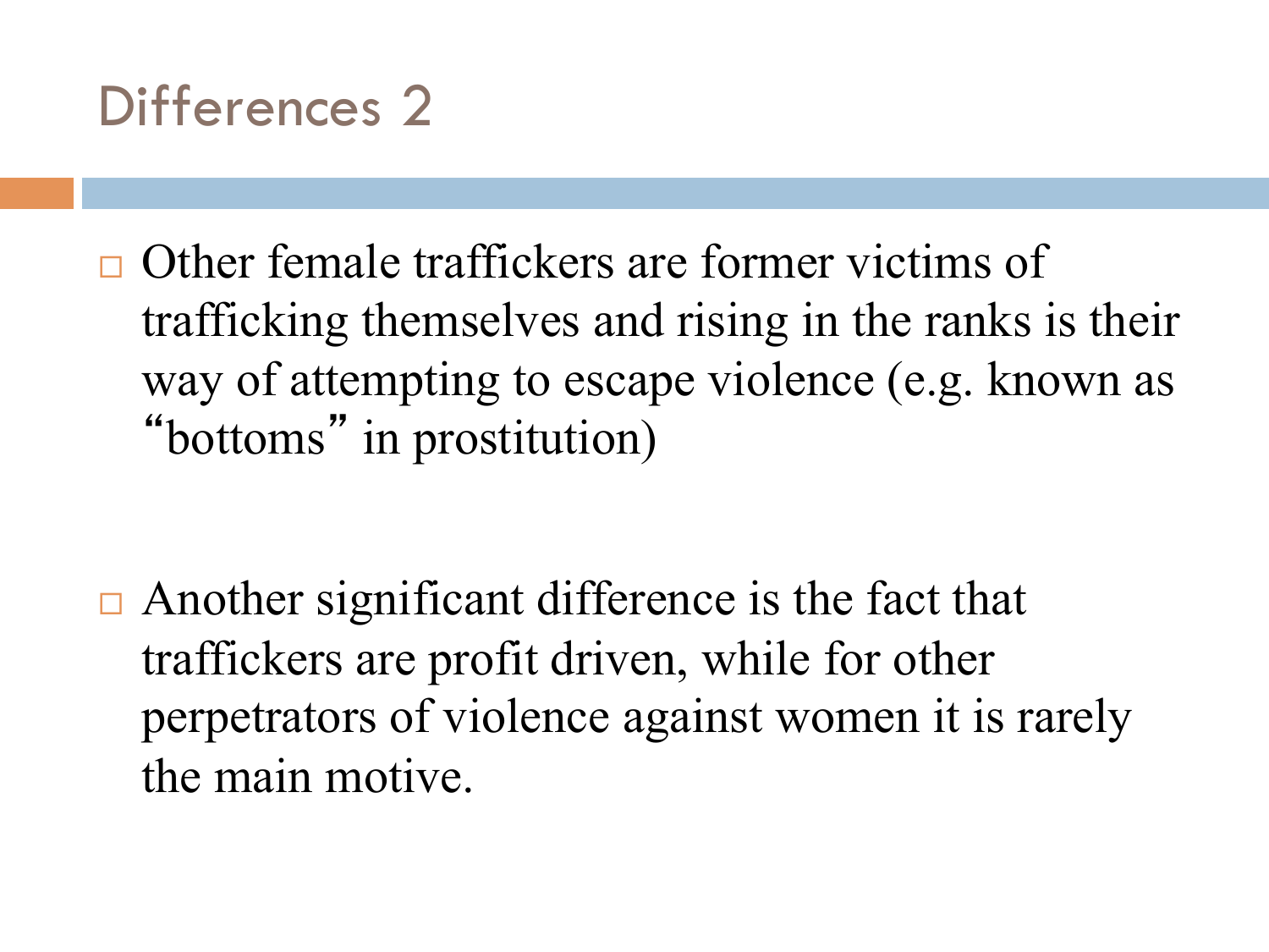# Differences 2

- Other female traffickers are former victims of trafficking themselves and rising in the ranks is their way of attempting to escape violence (e.g. known as "bottoms" in prostitution)

- Another significant difference is the fact that traffickers are profit driven, while for other perpetrators of violence against women it is rarely the main motive.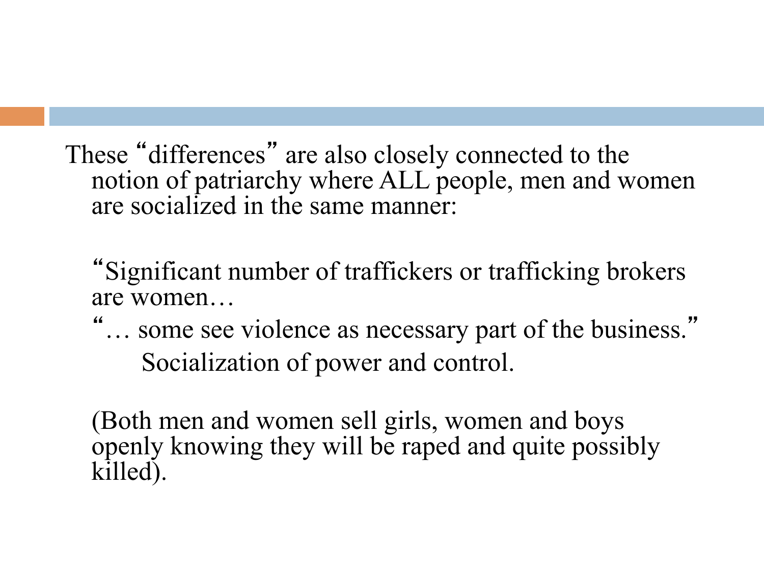These "differences" are also closely connected to the notion of patriarchy where ALL people, men and women are socialized in the same manner:

"Significant number of traffickers or trafficking brokers are women…

"… some see violence as necessary part of the business."

Socialization of power and control.

(Both men and women sell girls, women and boys openly knowing they will be raped and quite possibly killed).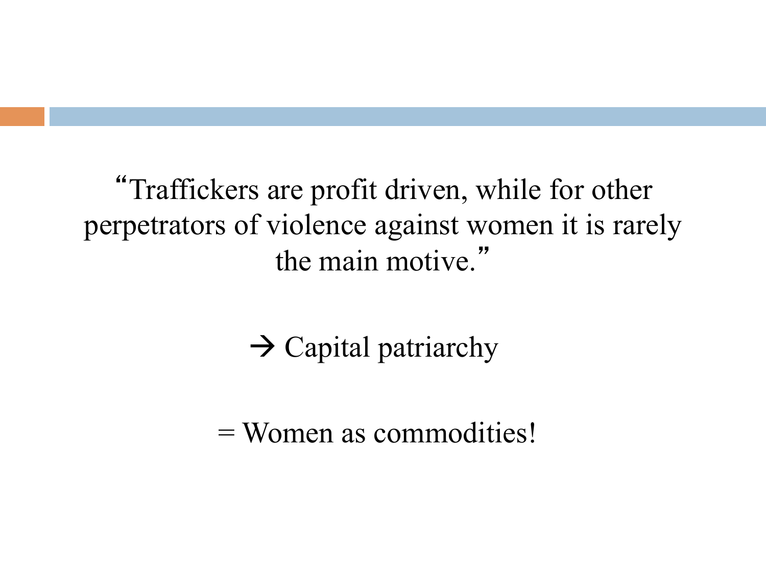"Traffickers are profit driven, while for other perpetrators of violence against women it is rarely the main motive."

→ Capital patriarchy

= Women as commodities!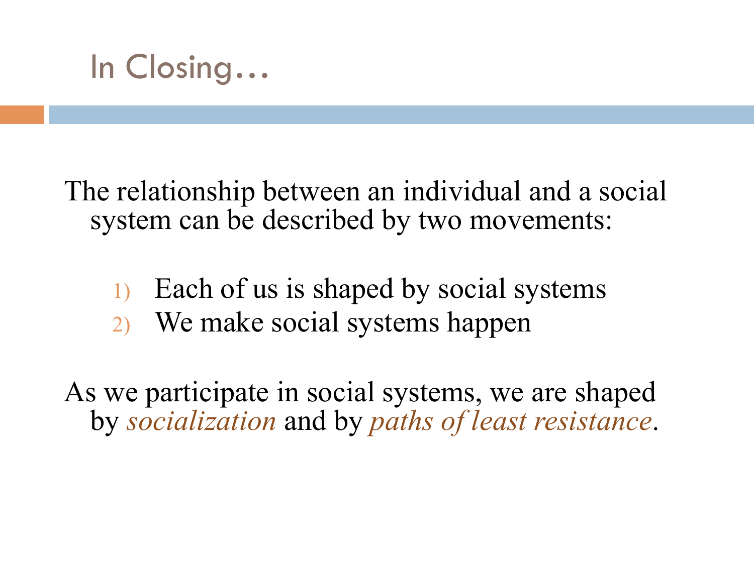# In Closing…

The relationship between an individual and a social system can be described by two movements:

1) Each of us is shaped by social systems
2) We make social systems happen

As we participate in social systems, we are shaped by *socialization* and by *paths of least resistance*.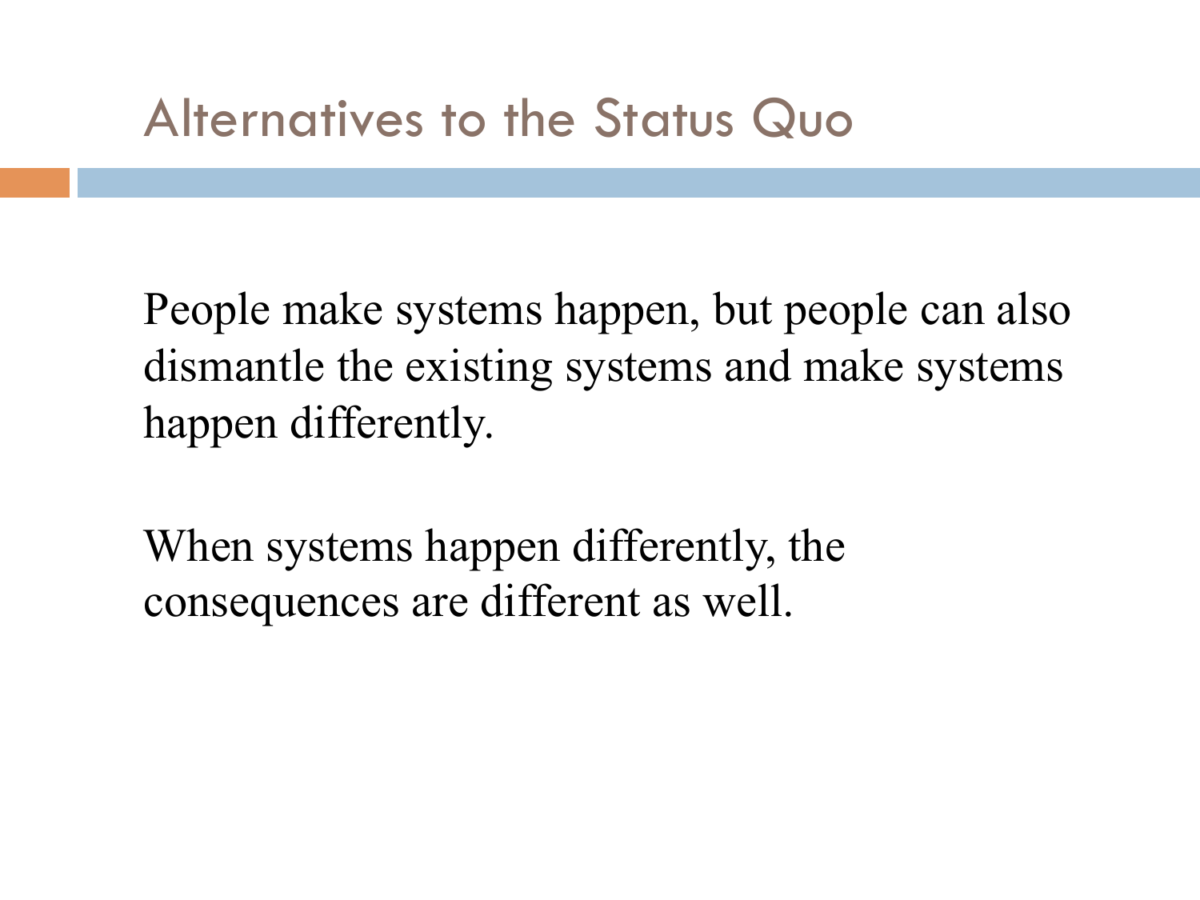# Alternatives to the Status Quo

People make systems happen, but people can also dismantle the existing systems and make systems happen differently.

When systems happen differently, the consequences are different as well.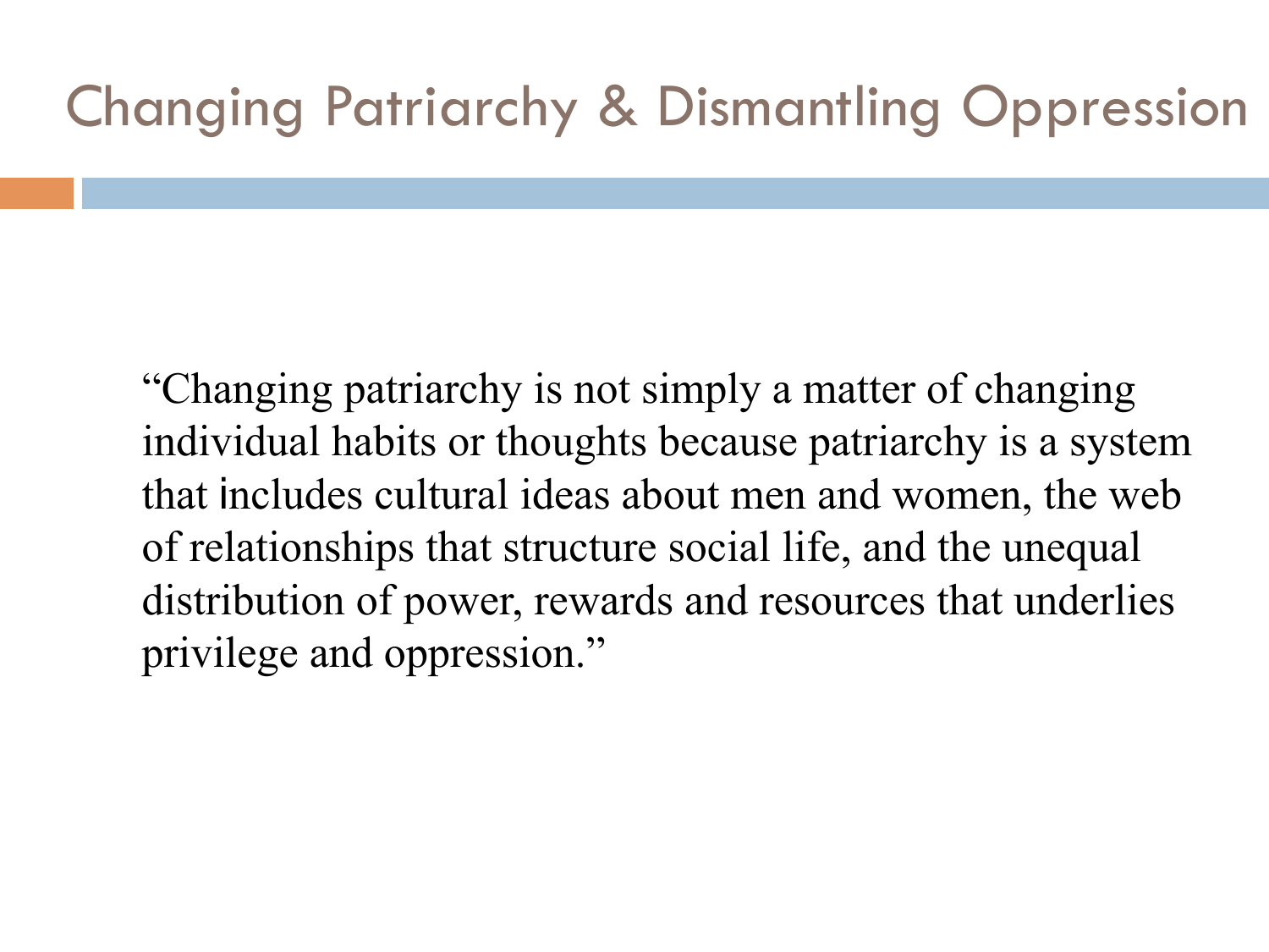# Changing Patriarchy & Dismantling Oppression

"Changing patriarchy is not simply a matter of changing individual habits or thoughts because patriarchy is a system that includes cultural ideas about men and women, the web of relationships that structure social life, and the unequal distribution of power, rewards and resources that underlies privilege and oppression."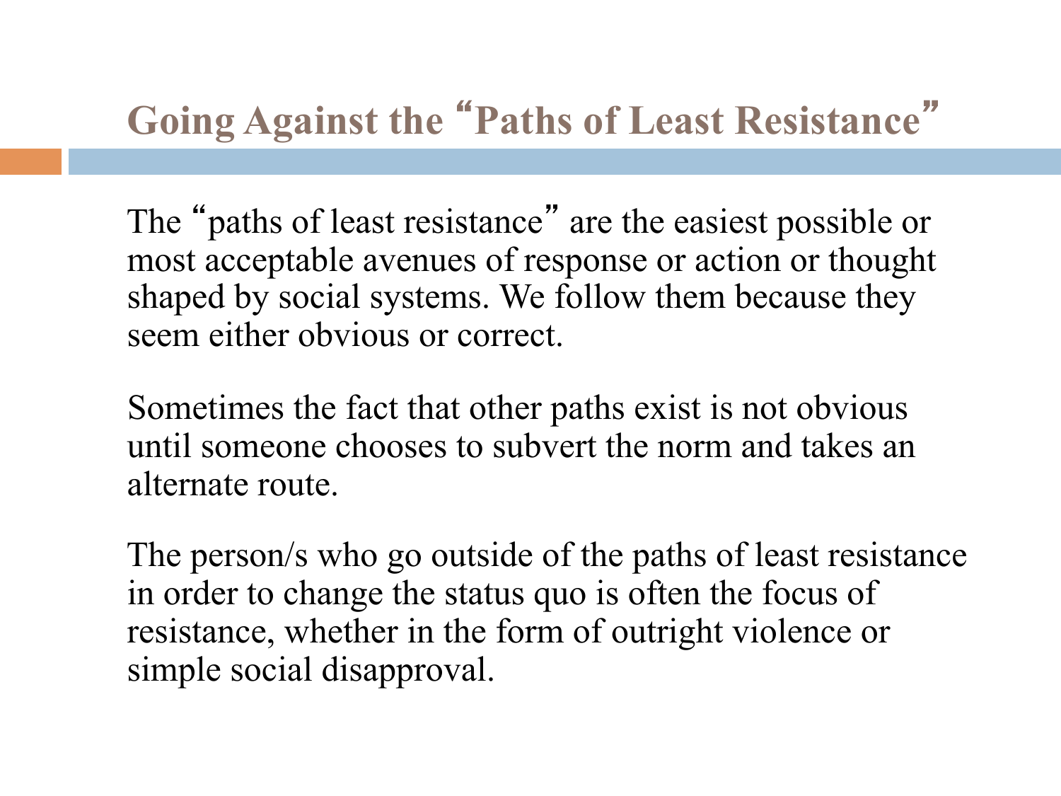# Going Against the "Paths of Least Resistance"

The "paths of least resistance" are the easiest possible or most acceptable avenues of response or action or thought shaped by social systems. We follow them because they seem either obvious or correct.

Sometimes the fact that other paths exist is not obvious until someone chooses to subvert the norm and takes an alternate route.

The person/s who go outside of the paths of least resistance in order to change the status quo is often the focus of resistance, whether in the form of outright violence or simple social disapproval.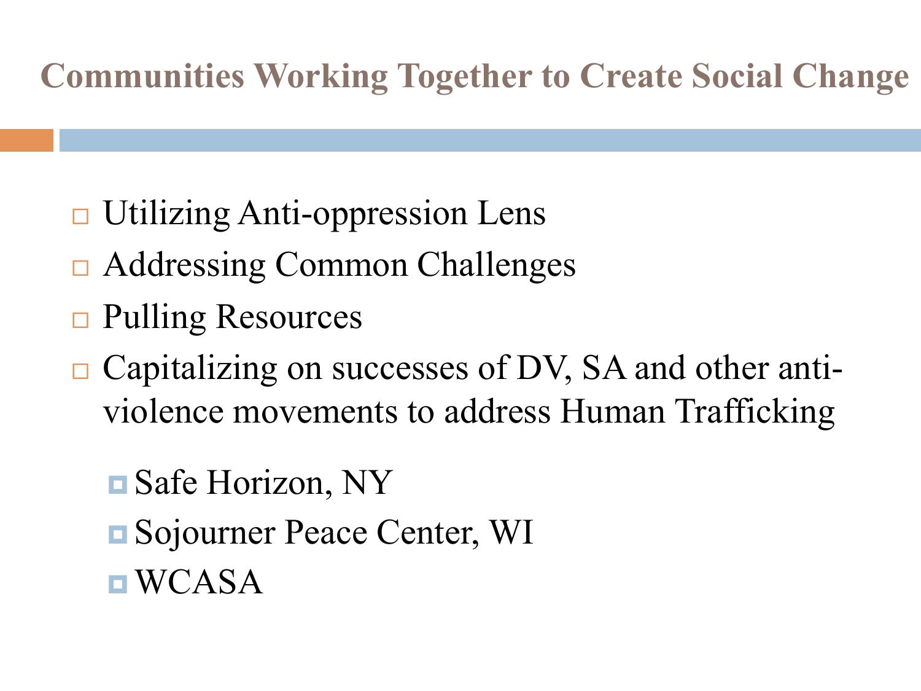## Communities Working Together to Create Social Change

- Utilizing Anti-oppression Lens
- Addressing Common Challenges
- Pulling Resources
- Capitalizing on successes of DV, SA and other anti-violence movements to address Human Trafficking
  - Safe Horizon, NY
  - Sojourner Peace Center, WI
  - WCASA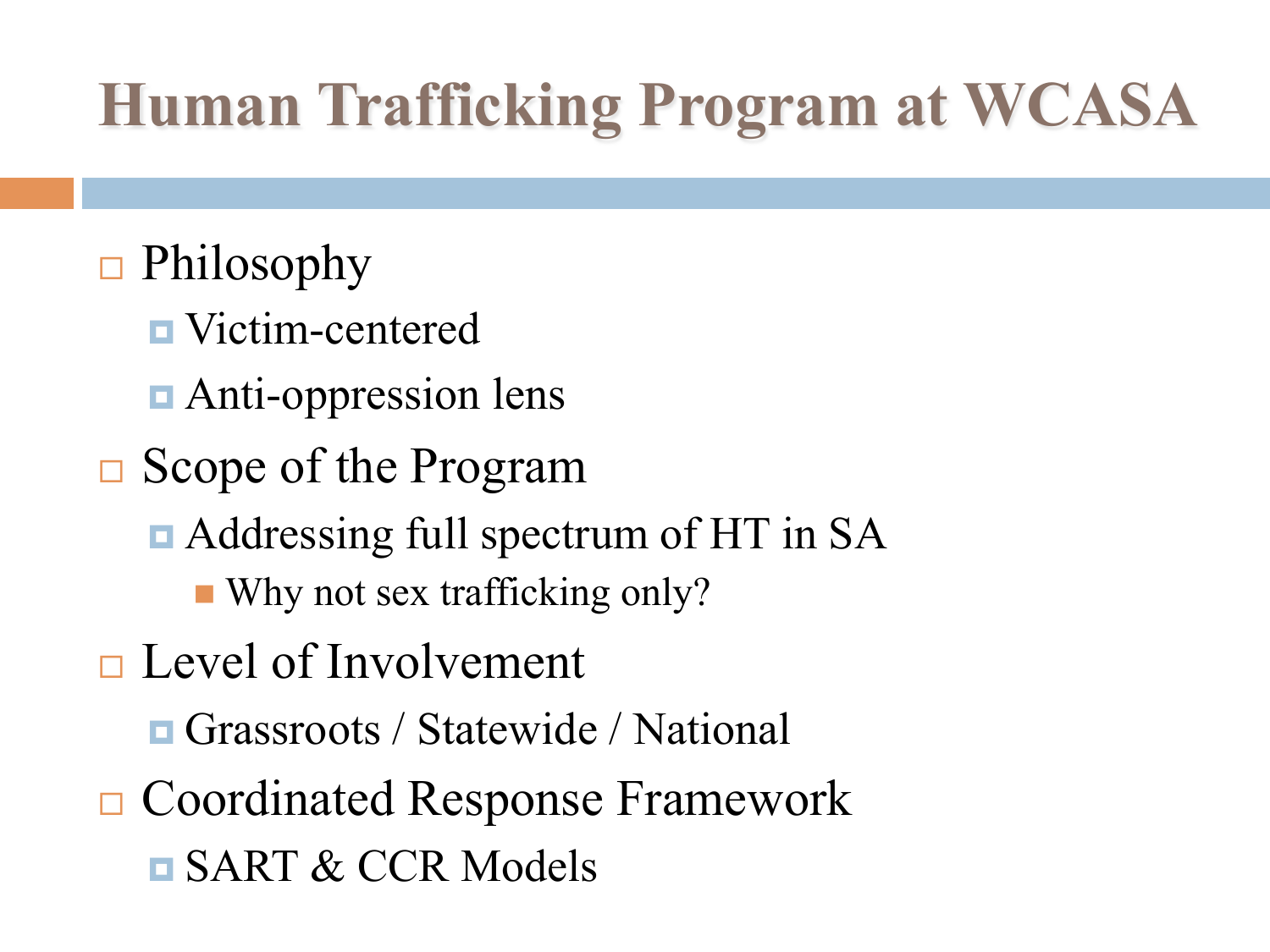# Human Trafficking Program at WCASA

- Philosophy
  - Victim-centered
  - Anti-oppression lens
- Scope of the Program
  - Addressing full spectrum of HT in SA
    - Why not sex trafficking only?
- Level of Involvement
  - Grassroots / Statewide / National
- Coordinated Response Framework
  - SART & CCR Models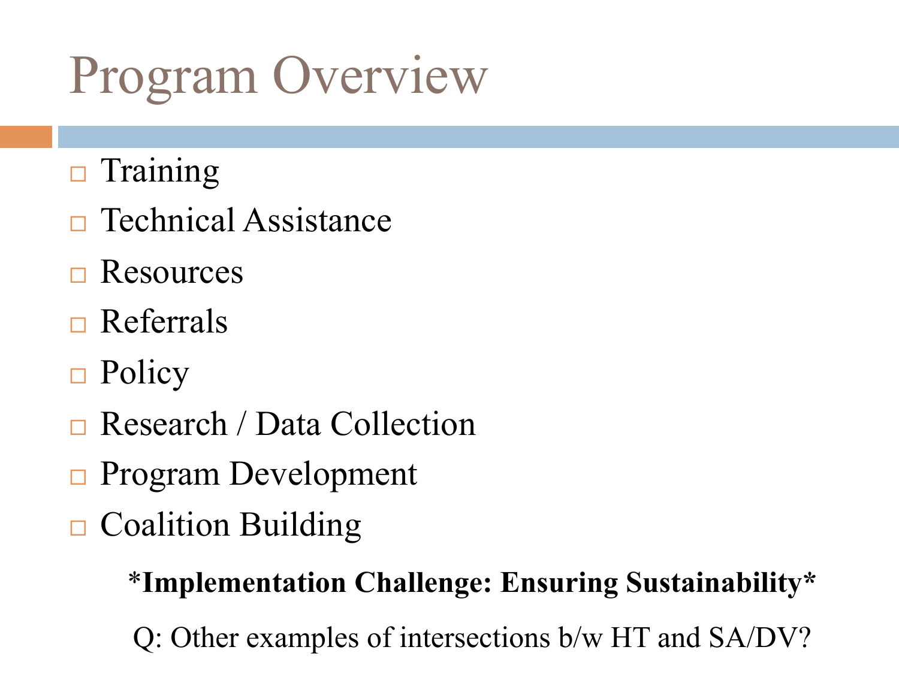# Program Overview

- Training
- Technical Assistance
- Resources
- Referrals
- Policy
- Research / Data Collection
- Program Development
- Coalition Building

**\*Implementation Challenge: Ensuring Sustainability\***

Q: Other examples of intersections b/w HT and SA/DV?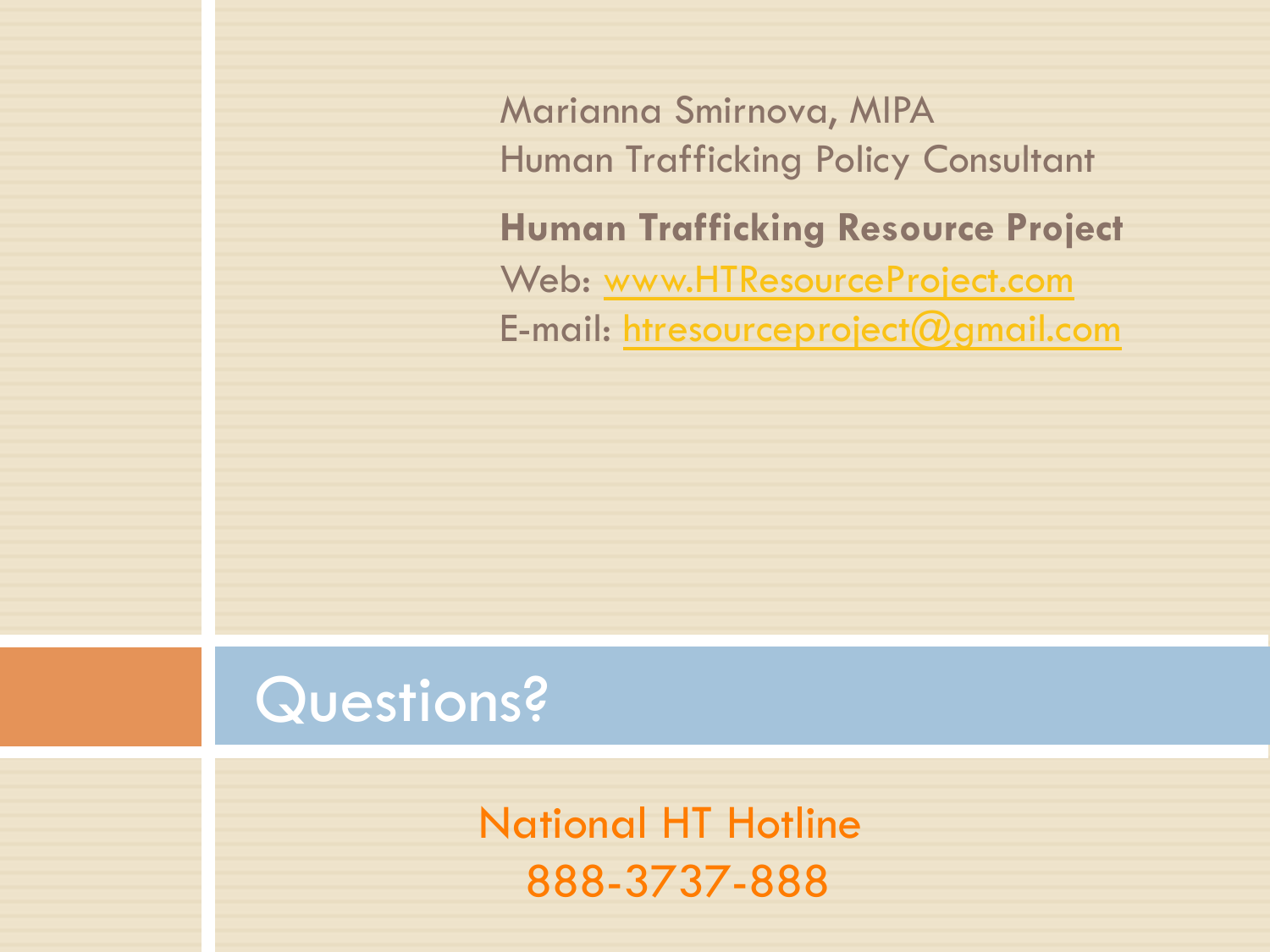Marianna Smirnova, MIPA
Human Trafficking Policy Consultant

**Human Trafficking Resource Project**
Web: www.HTResourceProject.com
E-mail: htresourceproject@gmail.com

# Questions?

National HT Hotline
888-3737-888